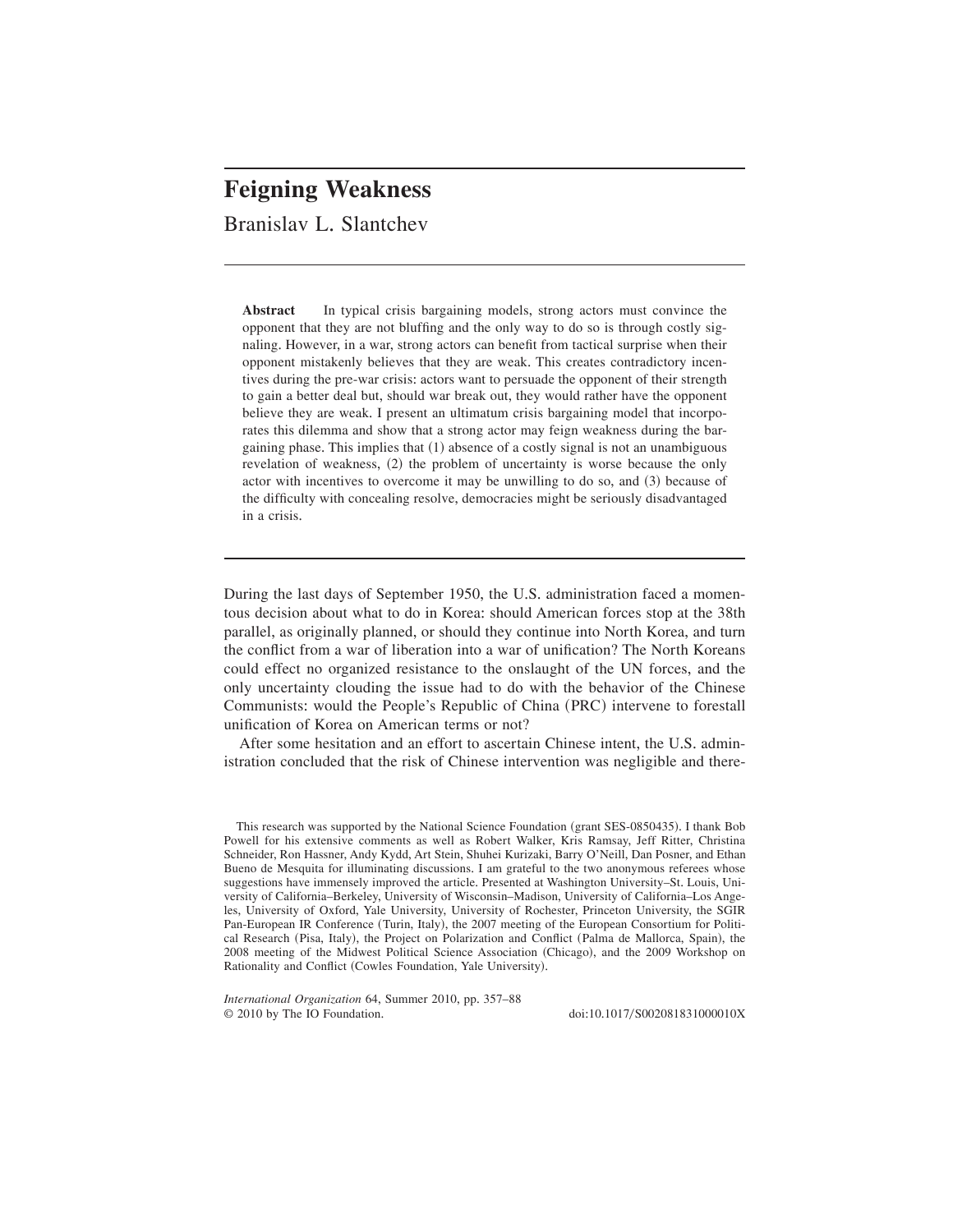# Feigning Weakness

Branislav L. Slantchev

**Abstract** In typical crisis bargaining models, strong actors must convince the opponent that they are not bluffing and the only way to do so is through costly signaling. However, in a war, strong actors can benefit from tactical surprise when their opponent mistakenly believes that they are weak. This creates contradictory incentives during the pre-war crisis: actors want to persuade the opponent of their strength to gain a better deal but, should war break out, they would rather have the opponent believe they are weak. I present an ultimatum crisis bargaining model that incorporates this dilemma and show that a strong actor may feign weakness during the bargaining phase. This implies that (1) absence of a costly signal is not an unambiguous revelation of weakness, (2) the problem of uncertainty is worse because the only actor with incentives to overcome it may be unwilling to do so, and (3) because of the difficulty with concealing resolve, democracies might be seriously disadvantaged in a crisis.

During the last days of September 1950, the U.S. administration faced a momentous decision about what to do in Korea: should American forces stop at the 38th parallel, as originally planned, or should they continue into North Korea, and turn the conflict from a war of liberation into a war of unification? The North Koreans could effect no organized resistance to the onslaught of the UN forces, and the only uncertainty clouding the issue had to do with the behavior of the Chinese Communists: would the People's Republic of China (PRC) intervene to forestall unification of Korea on American terms or not?

After some hesitation and an effort to ascertain Chinese intent, the U.S. administration concluded that the risk of Chinese intervention was negligible and there-

This research was supported by the National Science Foundation (grant SES-0850435). I thank Bob Powell for his extensive comments as well as Robert Walker, Kris Ramsay, Jeff Ritter, Christina Schneider, Ron Hassner, Andy Kydd, Art Stein, Shuhei Kurizaki, Barry O'Neill, Dan Posner, and Ethan Bueno de Mesquita for illuminating discussions. I am grateful to the two anonymous referees whose suggestions have immensely improved the article. Presented at Washington University–St. Louis, University of California–Berkeley, University of Wisconsin–Madison, University of California–Los Angeles, University of Oxford, Yale University, University of Rochester, Princeton University, the SGIR Pan-European IR Conference (Turin, Italy), the 2007 meeting of the European Consortium for Political Research (Pisa, Italy), the Project on Polarization and Conflict (Palma de Mallorca, Spain), the 2008 meeting of the Midwest Political Science Association (Chicago), and the 2009 Workshop on Rationality and Conflict (Cowles Foundation, Yale University).

*International Organization* 64, Summer 2010, pp. 357–88
© 2010 by The IO Foundation. doi:10.1017/S002081831000010X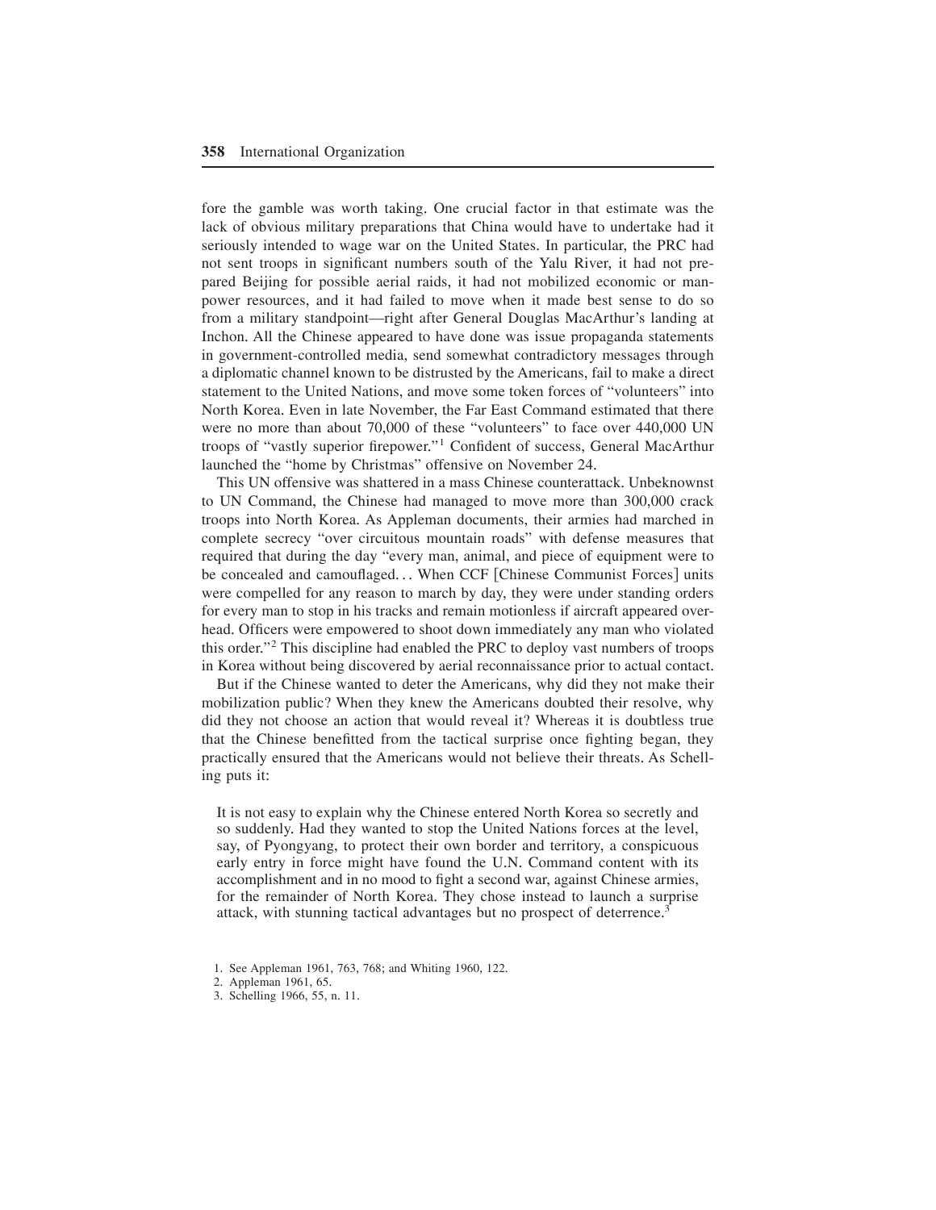fore the gamble was worth taking. One crucial factor in that estimate was the lack of obvious military preparations that China would have to undertake had it seriously intended to wage war on the United States. In particular, the PRC had not sent troops in significant numbers south of the Yalu River, it had not prepared Beijing for possible aerial raids, it had not mobilized economic or manpower resources, and it had failed to move when it made best sense to do so from a military standpoint—right after General Douglas MacArthur's landing at Inchon. All the Chinese appeared to have done was issue propaganda statements in government-controlled media, send somewhat contradictory messages through a diplomatic channel known to be distrusted by the Americans, fail to make a direct statement to the United Nations, and move some token forces of "volunteers" into North Korea. Even in late November, the Far East Command estimated that there were no more than about 70,000 of these "volunteers" to face over 440,000 UN troops of "vastly superior firepower."[1] Confident of success, General MacArthur launched the "home by Christmas" offensive on November 24.

This UN offensive was shattered in a mass Chinese counterattack. Unbeknownst to UN Command, the Chinese had managed to move more than 300,000 crack troops into North Korea. As Appleman documents, their armies had marched in complete secrecy "over circuitous mountain roads" with defense measures that required that during the day "every man, animal, and piece of equipment were to be concealed and camouflaged... When CCF [Chinese Communist Forces] units were compelled for any reason to march by day, they were under standing orders for every man to stop in his tracks and remain motionless if aircraft appeared overhead. Officers were empowered to shoot down immediately any man who violated this order."[2] This discipline had enabled the PRC to deploy vast numbers of troops in Korea without being discovered by aerial reconnaissance prior to actual contact.

But if the Chinese wanted to deter the Americans, why did they not make their mobilization public? When they knew the Americans doubted their resolve, why did they not choose an action that would reveal it? Whereas it is doubtless true that the Chinese benefitted from the tactical surprise once fighting began, they practically ensured that the Americans would not believe their threats. As Schelling puts it:

> It is not easy to explain why the Chinese entered North Korea so secretly and so suddenly. Had they wanted to stop the United Nations forces at the level, say, of Pyongyang, to protect their own border and territory, a conspicuous early entry in force might have found the U.N. Command content with its accomplishment and in no mood to fight a second war, against Chinese armies, for the remainder of North Korea. They chose instead to launch a surprise attack, with stunning tactical advantages but no prospect of deterrence.[3]

1. See Appleman 1961, 763, 768; and Whiting 1960, 122.
2. Appleman 1961, 65.
3. Schelling 1966, 55, n. 11.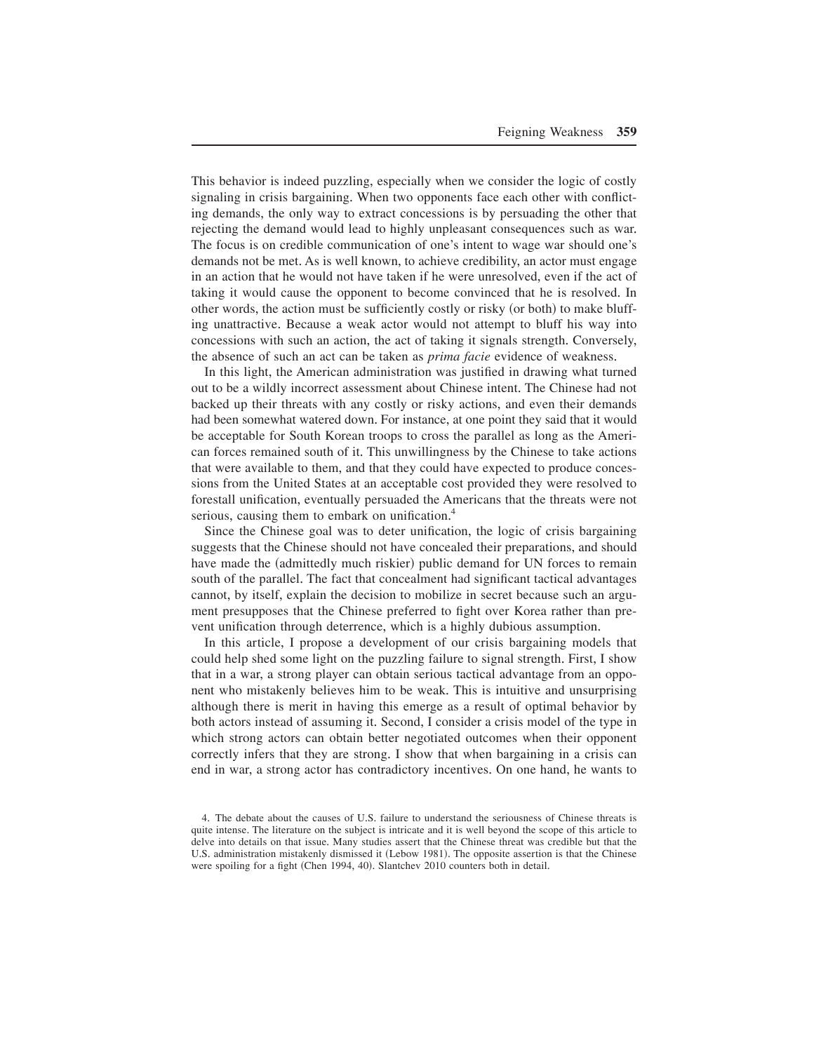This behavior is indeed puzzling, especially when we consider the logic of costly signaling in crisis bargaining. When two opponents face each other with conflicting demands, the only way to extract concessions is by persuading the other that rejecting the demand would lead to highly unpleasant consequences such as war. The focus is on credible communication of one's intent to wage war should one's demands not be met. As is well known, to achieve credibility, an actor must engage in an action that he would not have taken if he were unresolved, even if the act of taking it would cause the opponent to become convinced that he is resolved. In other words, the action must be sufficiently costly or risky (or both) to make bluffing unattractive. Because a weak actor would not attempt to bluff his way into concessions with such an action, the act of taking it signals strength. Conversely, the absence of such an act can be taken as *prima facie* evidence of weakness.

In this light, the American administration was justified in drawing what turned out to be a wildly incorrect assessment about Chinese intent. The Chinese had not backed up their threats with any costly or risky actions, and even their demands had been somewhat watered down. For instance, at one point they said that it would be acceptable for South Korean troops to cross the parallel as long as the American forces remained south of it. This unwillingness by the Chinese to take actions that were available to them, and that they could have expected to produce concessions from the United States at an acceptable cost provided they were resolved to forestall unification, eventually persuaded the Americans that the threats were not serious, causing them to embark on unification.[4]

Since the Chinese goal was to deter unification, the logic of crisis bargaining suggests that the Chinese should not have concealed their preparations, and should have made the (admittedly much riskier) public demand for UN forces to remain south of the parallel. The fact that concealment had significant tactical advantages cannot, by itself, explain the decision to mobilize in secret because such an argument presupposes that the Chinese preferred to fight over Korea rather than prevent unification through deterrence, which is a highly dubious assumption.

In this article, I propose a development of our crisis bargaining models that could help shed some light on the puzzling failure to signal strength. First, I show that in a war, a strong player can obtain serious tactical advantage from an opponent who mistakenly believes him to be weak. This is intuitive and unsurprising although there is merit in having this emerge as a result of optimal behavior by both actors instead of assuming it. Second, I consider a crisis model of the type in which strong actors can obtain better negotiated outcomes when their opponent correctly infers that they are strong. I show that when bargaining in a crisis can end in war, a strong actor has contradictory incentives. On one hand, he wants to

4. The debate about the causes of U.S. failure to understand the seriousness of Chinese threats is quite intense. The literature on the subject is intricate and it is well beyond the scope of this article to delve into details on that issue. Many studies assert that the Chinese threat was credible but that the U.S. administration mistakenly dismissed it (Lebow 1981). The opposite assertion is that the Chinese were spoiling for a fight (Chen 1994, 40). Slantchev 2010 counters both in detail.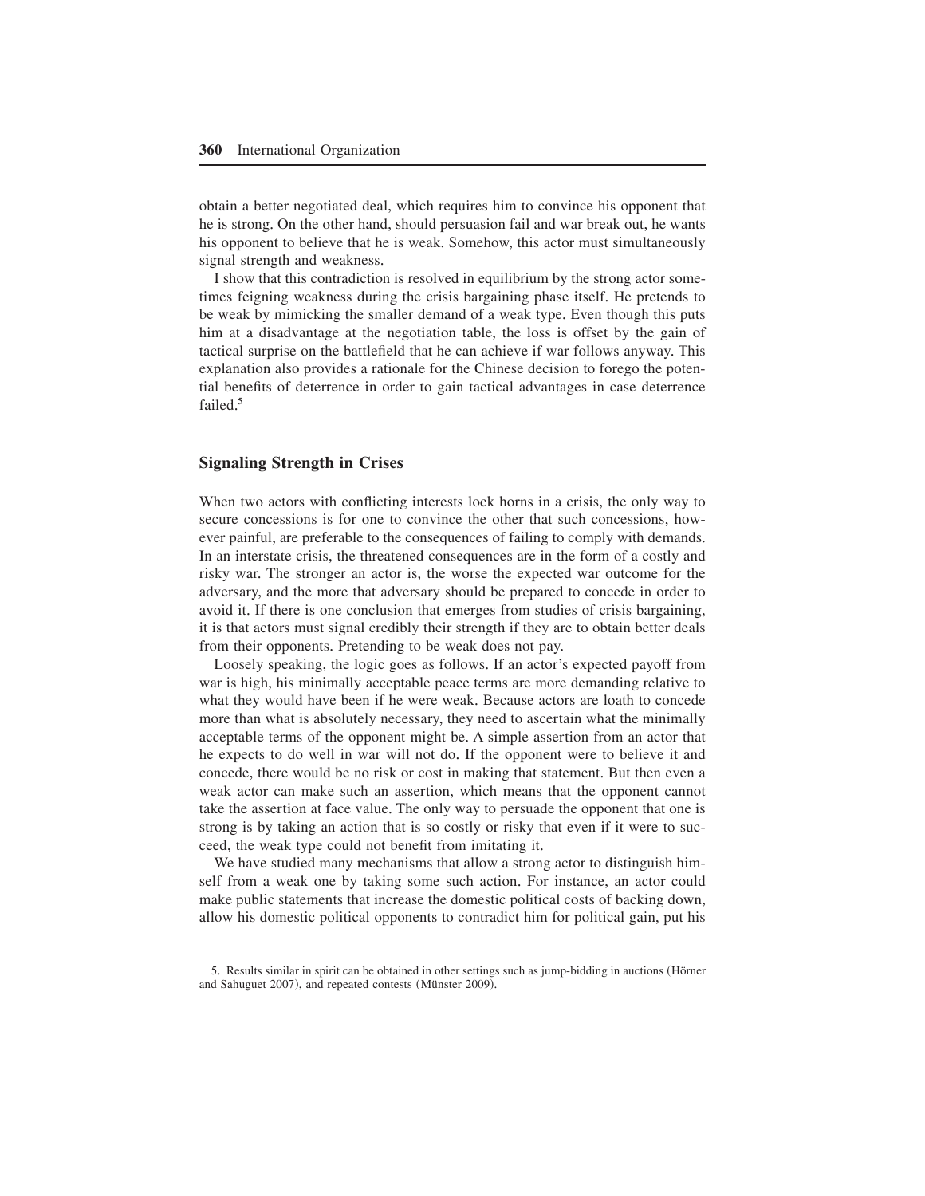obtain a better negotiated deal, which requires him to convince his opponent that he is strong. On the other hand, should persuasion fail and war break out, he wants his opponent to believe that he is weak. Somehow, this actor must simultaneously signal strength and weakness.

I show that this contradiction is resolved in equilibrium by the strong actor sometimes feigning weakness during the crisis bargaining phase itself. He pretends to be weak by mimicking the smaller demand of a weak type. Even though this puts him at a disadvantage at the negotiation table, the loss is offset by the gain of tactical surprise on the battlefield that he can achieve if war follows anyway. This explanation also provides a rationale for the Chinese decision to forego the potential benefits of deterrence in order to gain tactical advantages in case deterrence failed.[5]

## Signaling Strength in Crises

When two actors with conflicting interests lock horns in a crisis, the only way to secure concessions is for one to convince the other that such concessions, however painful, are preferable to the consequences of failing to comply with demands. In an interstate crisis, the threatened consequences are in the form of a costly and risky war. The stronger an actor is, the worse the expected war outcome for the adversary, and the more that adversary should be prepared to concede in order to avoid it. If there is one conclusion that emerges from studies of crisis bargaining, it is that actors must signal credibly their strength if they are to obtain better deals from their opponents. Pretending to be weak does not pay.

Loosely speaking, the logic goes as follows. If an actor's expected payoff from war is high, his minimally acceptable peace terms are more demanding relative to what they would have been if he were weak. Because actors are loath to concede more than what is absolutely necessary, they need to ascertain what the minimally acceptable terms of the opponent might be. A simple assertion from an actor that he expects to do well in war will not do. If the opponent were to believe it and concede, there would be no risk or cost in making that statement. But then even a weak actor can make such an assertion, which means that the opponent cannot take the assertion at face value. The only way to persuade the opponent that one is strong is by taking an action that is so costly or risky that even if it were to succeed, the weak type could not benefit from imitating it.

We have studied many mechanisms that allow a strong actor to distinguish himself from a weak one by taking some such action. For instance, an actor could make public statements that increase the domestic political costs of backing down, allow his domestic political opponents to contradict him for political gain, put his

5. Results similar in spirit can be obtained in other settings such as jump-bidding in auctions (Hörner and Sahuguet 2007), and repeated contests (Münster 2009).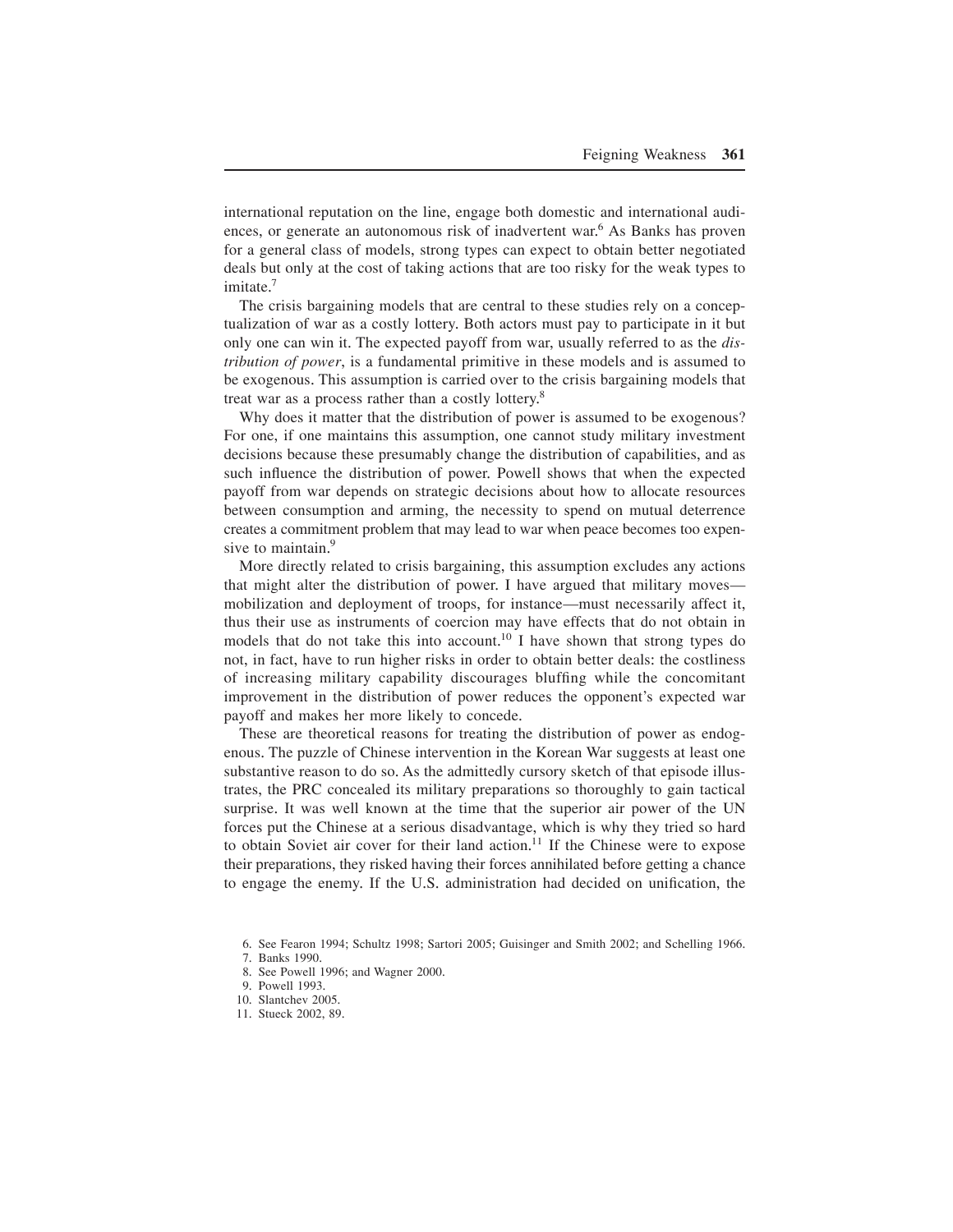international reputation on the line, engage both domestic and international audiences, or generate an autonomous risk of inadvertent war.[6] As Banks has proven for a general class of models, strong types can expect to obtain better negotiated deals but only at the cost of taking actions that are too risky for the weak types to imitate.[7]

The crisis bargaining models that are central to these studies rely on a conceptualization of war as a costly lottery. Both actors must pay to participate in it but only one can win it. The expected payoff from war, usually referred to as the *distribution of power*, is a fundamental primitive in these models and is assumed to be exogenous. This assumption is carried over to the crisis bargaining models that treat war as a process rather than a costly lottery.[8]

Why does it matter that the distribution of power is assumed to be exogenous? For one, if one maintains this assumption, one cannot study military investment decisions because these presumably change the distribution of capabilities, and as such influence the distribution of power. Powell shows that when the expected payoff from war depends on strategic decisions about how to allocate resources between consumption and arming, the necessity to spend on mutual deterrence creates a commitment problem that may lead to war when peace becomes too expensive to maintain.[9]

More directly related to crisis bargaining, this assumption excludes any actions that might alter the distribution of power. I have argued that military moves—mobilization and deployment of troops, for instance—must necessarily affect it, thus their use as instruments of coercion may have effects that do not obtain in models that do not take this into account.[10] I have shown that strong types do not, in fact, have to run higher risks in order to obtain better deals: the costliness of increasing military capability discourages bluffing while the concomitant improvement in the distribution of power reduces the opponent's expected war payoff and makes her more likely to concede.

These are theoretical reasons for treating the distribution of power as endogenous. The puzzle of Chinese intervention in the Korean War suggests at least one substantive reason to do so. As the admittedly cursory sketch of that episode illustrates, the PRC concealed its military preparations so thoroughly to gain tactical surprise. It was well known at the time that the superior air power of the UN forces put the Chinese at a serious disadvantage, which is why they tried so hard to obtain Soviet air cover for their land action.[11] If the Chinese were to expose their preparations, they risked having their forces annihilated before getting a chance to engage the enemy. If the U.S. administration had decided on unification, the

6. See Fearon 1994; Schultz 1998; Sartori 2005; Guisinger and Smith 2002; and Schelling 1966.

7. Banks 1990.

8. See Powell 1996; and Wagner 2000.

9. Powell 1993.

10. Slantchev 2005.

11. Stueck 2002, 89.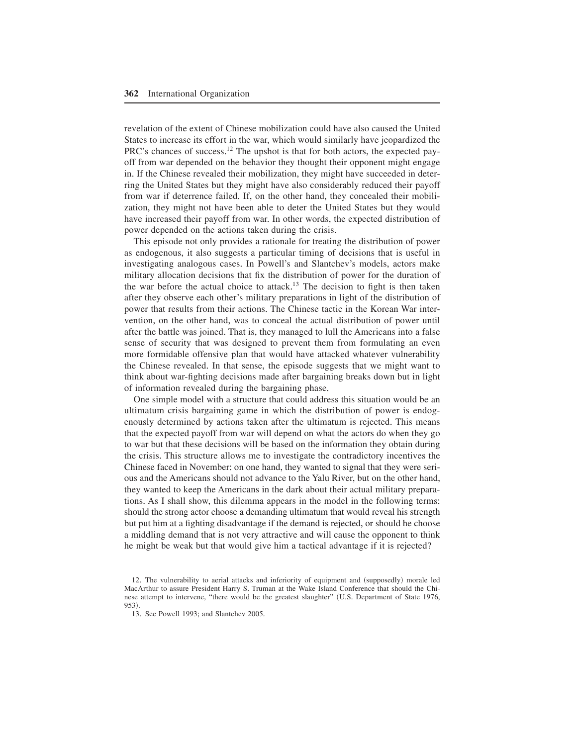revelation of the extent of Chinese mobilization could have also caused the United States to increase its effort in the war, which would similarly have jeopardized the PRC's chances of success.[12] The upshot is that for both actors, the expected payoff from war depended on the behavior they thought their opponent might engage in. If the Chinese revealed their mobilization, they might have succeeded in deterring the United States but they might have also considerably reduced their payoff from war if deterrence failed. If, on the other hand, they concealed their mobilization, they might not have been able to deter the United States but they would have increased their payoff from war. In other words, the expected distribution of power depended on the actions taken during the crisis.

This episode not only provides a rationale for treating the distribution of power as endogenous, it also suggests a particular timing of decisions that is useful in investigating analogous cases. In Powell's and Slantchev's models, actors make military allocation decisions that fix the distribution of power for the duration of the war before the actual choice to attack.[13] The decision to fight is then taken after they observe each other's military preparations in light of the distribution of power that results from their actions. The Chinese tactic in the Korean War intervention, on the other hand, was to conceal the actual distribution of power until after the battle was joined. That is, they managed to lull the Americans into a false sense of security that was designed to prevent them from formulating an even more formidable offensive plan that would have attacked whatever vulnerability the Chinese revealed. In that sense, the episode suggests that we might want to think about war-fighting decisions made after bargaining breaks down but in light of information revealed during the bargaining phase.

One simple model with a structure that could address this situation would be an ultimatum crisis bargaining game in which the distribution of power is endogenously determined by actions taken after the ultimatum is rejected. This means that the expected payoff from war will depend on what the actors do when they go to war but that these decisions will be based on the information they obtain during the crisis. This structure allows me to investigate the contradictory incentives the Chinese faced in November: on one hand, they wanted to signal that they were serious and the Americans should not advance to the Yalu River, but on the other hand, they wanted to keep the Americans in the dark about their actual military preparations. As I shall show, this dilemma appears in the model in the following terms: should the strong actor choose a demanding ultimatum that would reveal his strength but put him at a fighting disadvantage if the demand is rejected, or should he choose a middling demand that is not very attractive and will cause the opponent to think he might be weak but that would give him a tactical advantage if it is rejected?

12. The vulnerability to aerial attacks and inferiority of equipment and (supposedly) morale led MacArthur to assure President Harry S. Truman at the Wake Island Conference that should the Chinese attempt to intervene, "there would be the greatest slaughter" (U.S. Department of State 1976, 953).

13. See Powell 1993; and Slantchev 2005.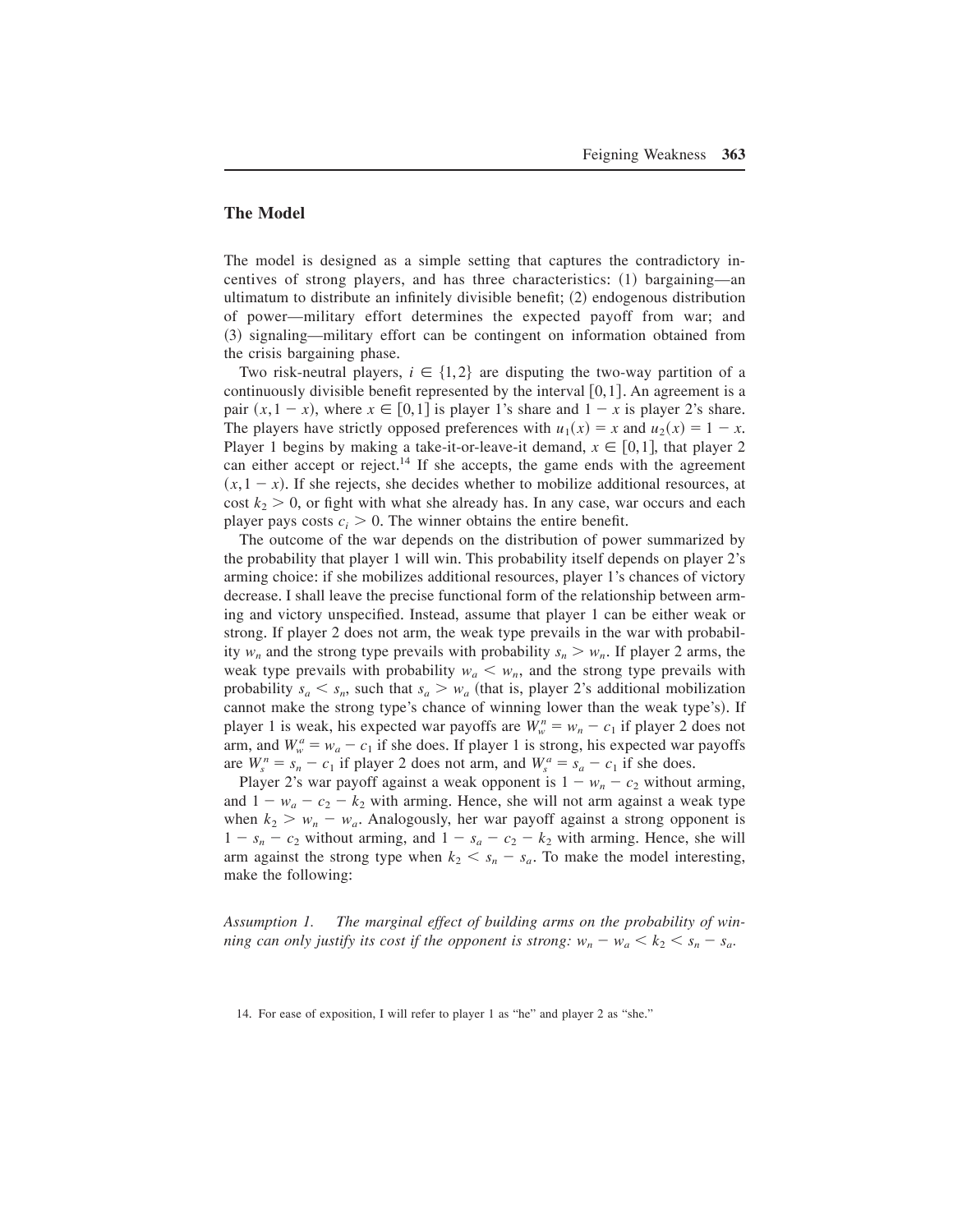## The Model

The model is designed as a simple setting that captures the contradictory incentives of strong players, and has three characteristics: (1) bargaining—an ultimatum to distribute an infinitely divisible benefit; (2) endogenous distribution of power—military effort determines the expected payoff from war; and (3) signaling—military effort can be contingent on information obtained from the crisis bargaining phase.

Two risk-neutral players, $i \in \{1,2\}$ are disputing the two-way partition of a continuously divisible benefit represented by the interval $[0,1]$. An agreement is a pair $(x, 1-x)$, where $x \in [0,1]$ is player 1's share and $1-x$ is player 2's share. The players have strictly opposed preferences with $u_1(x) = x$ and $u_2(x) = 1 - x$. Player 1 begins by making a take-it-or-leave-it demand, $x \in [0,1]$, that player 2 can either accept or reject.[14] If she accepts, the game ends with the agreement $(x, 1-x)$. If she rejects, she decides whether to mobilize additional resources, at cost $k_2 > 0$, or fight with what she already has. In any case, war occurs and each player pays costs $c_i > 0$. The winner obtains the entire benefit.

The outcome of the war depends on the distribution of power summarized by the probability that player 1 will win. This probability itself depends on player 2's arming choice: if she mobilizes additional resources, player 1's chances of victory decrease. I shall leave the precise functional form of the relationship between arming and victory unspecified. Instead, assume that player 1 can be either weak or strong. If player 2 does not arm, the weak type prevails in the war with probability $w_n$ and the strong type prevails with probability $s_n > w_n$. If player 2 arms, the weak type prevails with probability $w_a < w_n$, and the strong type prevails with probability $s_a < s_n$, such that $s_a > w_a$ (that is, player 2's additional mobilization cannot make the strong type's chance of winning lower than the weak type's). If player 1 is weak, his expected war payoffs are $W_w^n = w_n - c_1$ if player 2 does not arm, and $W_w^a = w_a - c_1$ if she does. If player 1 is strong, his expected war payoffs are $W_s^n = s_n - c_1$ if player 2 does not arm, and $W_s^a = s_a - c_1$ if she does.

Player 2's war payoff against a weak opponent is $1 - w_n - c_2$ without arming, and $1 - w_a - c_2 - k_2$ with arming. Hence, she will not arm against a weak type when $k_2 > w_n - w_a$. Analogously, her war payoff against a strong opponent is $1 - s_n - c_2$ without arming, and $1 - s_a - c_2 - k_2$ with arming. Hence, she will arm against the strong type when $k_2 < s_n - s_a$. To make the model interesting, make the following:

*Assumption 1. The marginal effect of building arms on the probability of winning can only justify its cost if the opponent is strong:* $w_n - w_a < k_2 < s_n - s_a$.

14. For ease of exposition, I will refer to player 1 as "he" and player 2 as "she."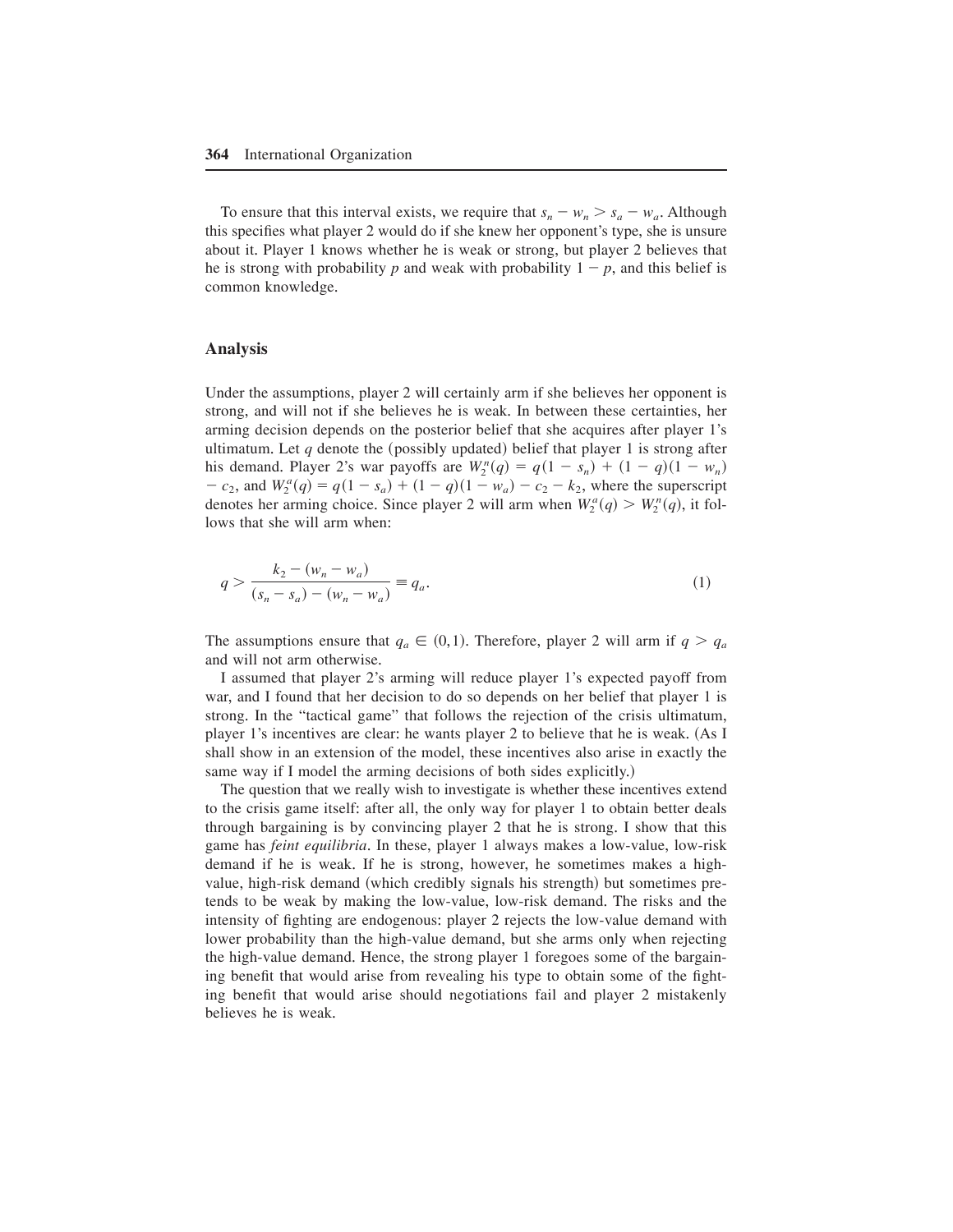To ensure that this interval exists, we require that $s_n - w_n > s_a - w_a$. Although this specifies what player 2 would do if she knew her opponent's type, she is unsure about it. Player 1 knows whether he is weak or strong, but player 2 believes that he is strong with probability $p$ and weak with probability $1 - p$, and this belief is common knowledge.

## Analysis

Under the assumptions, player 2 will certainly arm if she believes her opponent is strong, and will not if she believes he is weak. In between these certainties, her arming decision depends on the posterior belief that she acquires after player 1's ultimatum. Let $q$ denote the (possibly updated) belief that player 1 is strong after his demand. Player 2's war payoffs are $W_2^n(q) = q(1 - s_n) + (1 - q)(1 - w_n) - c_2$, and $W_2^a(q) = q(1 - s_a) + (1 - q)(1 - w_a) - c_2 - k_2$, where the superscript denotes her arming choice. Since player 2 will arm when $W_2^a(q) > W_2^n(q)$, it follows that she will arm when:

$$q > \frac{k_2 - (w_n - w_a)}{(s_n - s_a) - (w_n - w_a)} \equiv q_a. \tag{1}$$

The assumptions ensure that $q_a \in (0,1)$. Therefore, player 2 will arm if $q > q_a$ and will not arm otherwise.

I assumed that player 2's arming will reduce player 1's expected payoff from war, and I found that her decision to do so depends on her belief that player 1 is strong. In the "tactical game" that follows the rejection of the crisis ultimatum, player 1's incentives are clear: he wants player 2 to believe that he is weak. (As I shall show in an extension of the model, these incentives also arise in exactly the same way if I model the arming decisions of both sides explicitly.)

The question that we really wish to investigate is whether these incentives extend to the crisis game itself: after all, the only way for player 1 to obtain better deals through bargaining is by convincing player 2 that he is strong. I show that this game has *feint equilibria*. In these, player 1 always makes a low-value, low-risk demand if he is weak. If he is strong, however, he sometimes makes a high-value, high-risk demand (which credibly signals his strength) but sometimes pretends to be weak by making the low-value, low-risk demand. The risks and the intensity of fighting are endogenous: player 2 rejects the low-value demand with lower probability than the high-value demand, but she arms only when rejecting the high-value demand. Hence, the strong player 1 foregoes some of the bargaining benefit that would arise from revealing his type to obtain some of the fighting benefit that would arise should negotiations fail and player 2 mistakenly believes he is weak.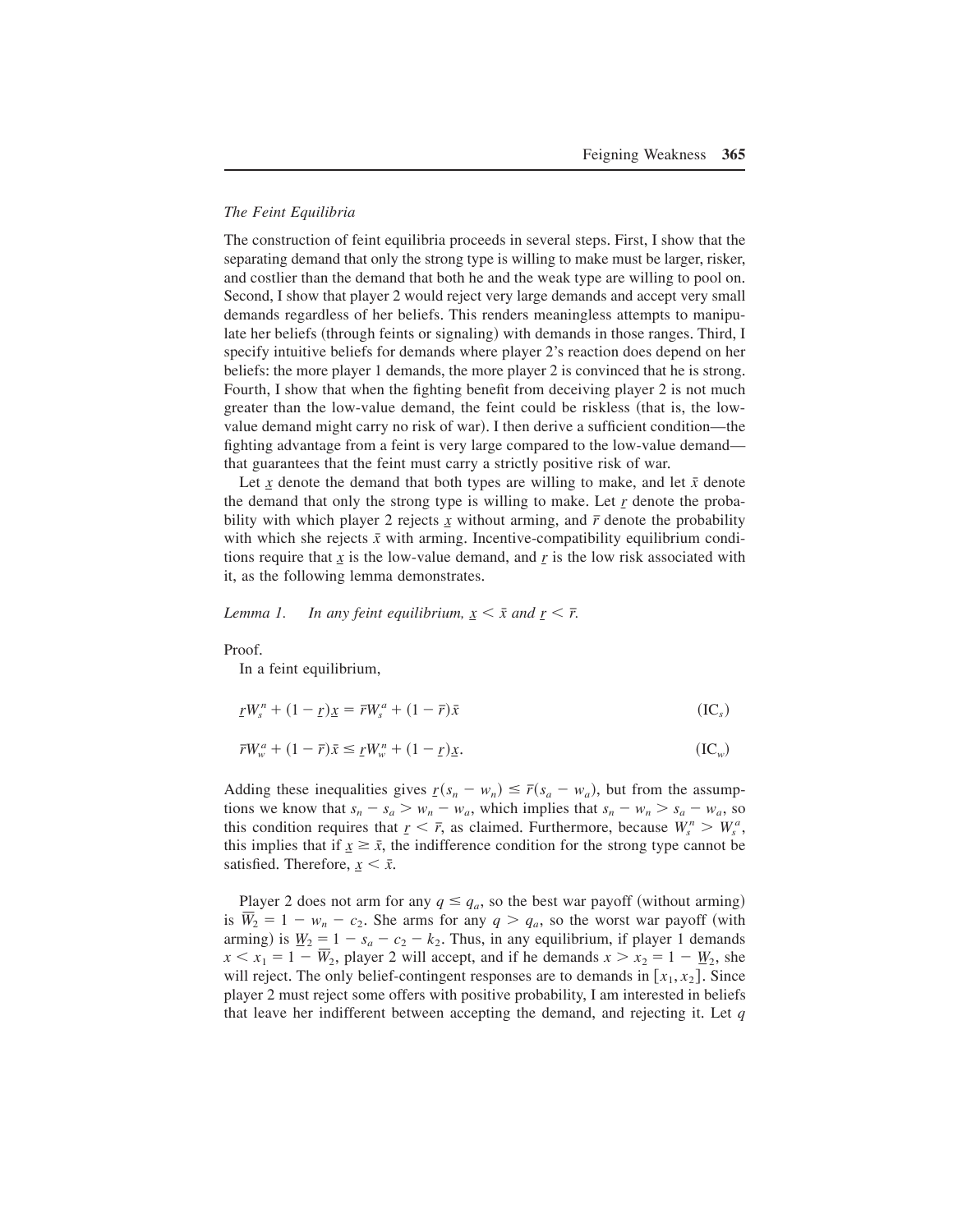*The Feint Equilibria*

The construction of feint equilibria proceeds in several steps. First, I show that the separating demand that only the strong type is willing to make must be larger, riskier, and costlier than the demand that both he and the weak type are willing to pool on. Second, I show that player 2 would reject very large demands and accept very small demands regardless of her beliefs. This renders meaningless attempts to manipulate her beliefs (through feints or signaling) with demands in those ranges. Third, I specify intuitive beliefs for demands where player 2's reaction does depend on her beliefs: the more player 1 demands, the more player 2 is convinced that he is strong. Fourth, I show that when the fighting benefit from deceiving player 2 is not much greater than the low-value demand, the feint could be riskless (that is, the low-value demand might carry no risk of war). I then derive a sufficient condition—the fighting advantage from a feint is very large compared to the low-value demand—that guarantees that the feint must carry a strictly positive risk of war.

Let $\underline{x}$ denote the demand that both types are willing to make, and let $\bar{x}$ denote the demand that only the strong type is willing to make. Let $\underline{r}$ denote the probability with which player 2 rejects $\underline{x}$ without arming, and $\bar{r}$ denote the probability with which she rejects $\bar{x}$ with arming. Incentive-compatibility equilibrium conditions require that $\underline{x}$ is the low-value demand, and $\underline{r}$ is the low risk associated with it, as the following lemma demonstrates.

*Lemma 1. In any feint equilibrium, $\underline{x} < \bar{x}$ and $\underline{r} < \bar{r}$.*

Proof.

In a feint equilibrium,

$$\underline{r}W_s^n + (1 - \underline{r})\underline{x} = \bar{r}W_s^a + (1 - \bar{r})\bar{x} \qquad (\mathrm{IC}_s)$$

$$\bar{r}W_w^a + (1 - \bar{r})\bar{x} \leq \underline{r}W_w^n + (1 - \underline{r})\underline{x}. \qquad (\mathrm{IC}_w)$$

Adding these inequalities gives $\underline{r}(s_n - w_n) \leq \bar{r}(s_a - w_a)$, but from the assumptions we know that $s_n - s_a > w_n - w_a$, which implies that $s_n - w_n > s_a - w_a$, so this condition requires that $\underline{r} < \bar{r}$, as claimed. Furthermore, because $W_s^n > W_s^a$, this implies that if $\underline{x} \geq \bar{x}$, the indifference condition for the strong type cannot be satisfied. Therefore, $\underline{x} < \bar{x}$.

Player 2 does not arm for any $q \leq q_a$, so the best war payoff (without arming) is $\overline{W}_2 = 1 - w_n - c_2$. She arms for any $q > q_a$, so the worst war payoff (with arming) is $\underline{W}_2 = 1 - s_a - c_2 - k_2$. Thus, in any equilibrium, if player 1 demands $x < x_1 = 1 - \overline{W}_2$, player 2 will accept, and if he demands $x > x_2 = 1 - \underline{W}_2$, she will reject. The only belief-contingent responses are to demands in $[x_1, x_2]$. Since player 2 must reject some offers with positive probability, I am interested in beliefs that leave her indifferent between accepting the demand, and rejecting it. Let $q$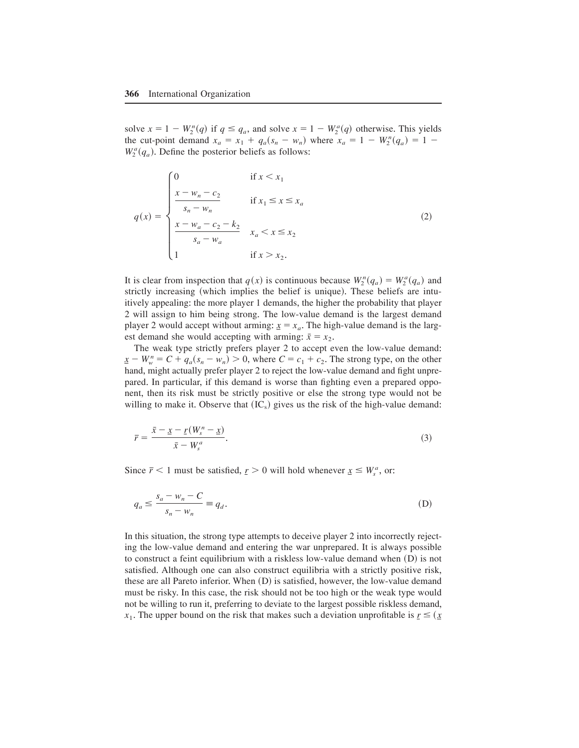solve $x = 1 - W_2^n(q)$ if $q \leq q_a$, and solve $x = 1 - W_2^a(q)$ otherwise. This yields the cut-point demand $x_a = x_1 + q_a(s_n - w_n)$ where $x_a = 1 - W_2^n(q_a) = 1 - W_2^a(q_a)$. Define the posterior beliefs as follows:

$$
q(x) = \begin{cases} 0 & \text{if } x < x_1 \\ \dfrac{x - w_n - c_2}{s_n - w_n} & \text{if } x_1 \leq x \leq x_a \\ \dfrac{x - w_a - c_2 - k_2}{s_a - w_a} & x_a < x \leq x_2 \\ 1 & \text{if } x > x_2. \end{cases} \tag{2}
$$

It is clear from inspection that $q(x)$ is continuous because $W_2^n(q_a) = W_2^a(q_a)$ and strictly increasing (which implies the belief is unique). These beliefs are intuitively appealing: the more player 1 demands, the higher the probability that player 2 will assign to him being strong. The low-value demand is the largest demand player 2 would accept without arming: $\underline{x} = x_a$. The high-value demand is the largest demand she would accepting with arming: $\bar{x} = x_2$.

The weak type strictly prefers player 2 to accept even the low-value demand: $\underline{x} - W_w^n = C + q_a(s_n - w_n) > 0$, where $C = c_1 + c_2$. The strong type, on the other hand, might actually prefer player 2 to reject the low-value demand and fight unprepared. In particular, if this demand is worse than fighting even a prepared opponent, then its risk must be strictly positive or else the strong type would not be willing to make it. Observe that ($\text{IC}_s$) gives us the risk of the high-value demand:

$$
\bar{r} = \frac{\bar{x} - \underline{x} - \underline{r}(W_s^n - \underline{x})}{\bar{x} - W_s^a}. \tag{3}
$$

Since $\bar{r} < 1$ must be satisfied, $\underline{r} > 0$ will hold whenever $\underline{x} \leq W_s^a$, or:

$$
q_a \leq \frac{s_a - w_n - C}{s_n - w_n} \equiv q_d. \tag{D}
$$

In this situation, the strong type attempts to deceive player 2 into incorrectly rejecting the low-value demand and entering the war unprepared. It is always possible to construct a feint equilibrium with a riskless low-value demand when (D) is not satisfied. Although one can also construct equilibria with a strictly positive risk, these are all Pareto inferior. When (D) is satisfied, however, the low-value demand must be risky. In this case, the risk should not be too high or the weak type would not be willing to run it, preferring to deviate to the largest possible riskless demand, $x_1$. The upper bound on the risk that makes such a deviation unprofitable is $\underline{r} \leq (\underline{x}$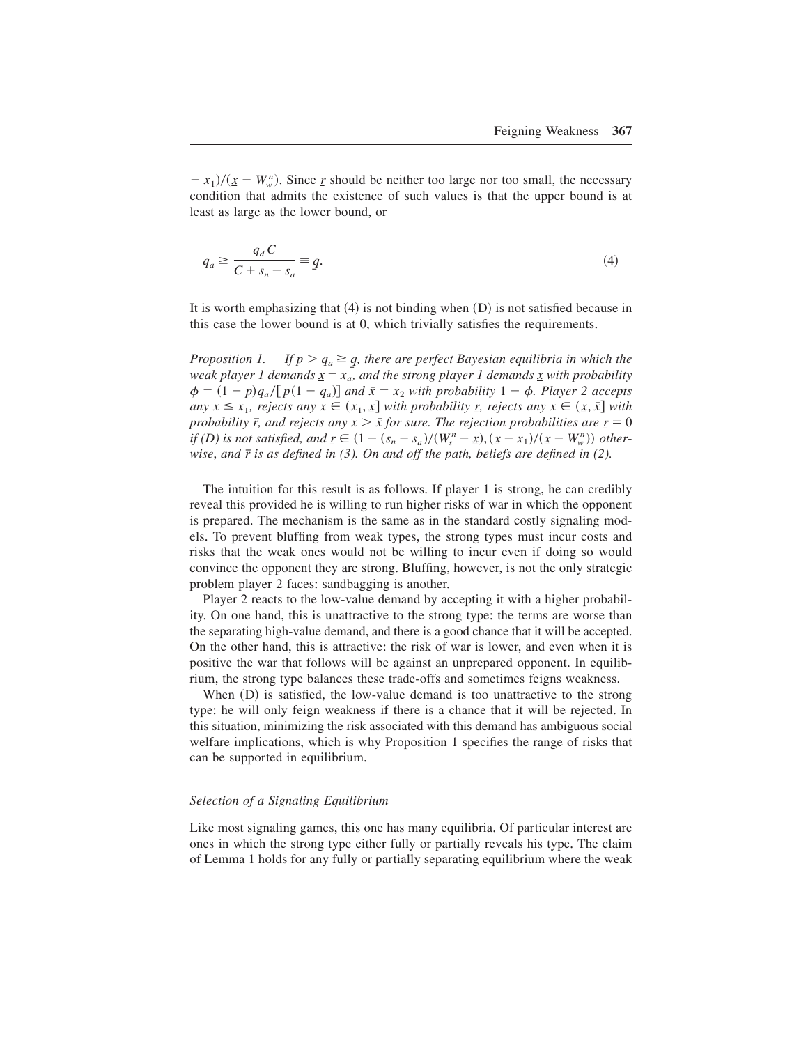$- x_1)/(\underline{x} - W_w^n)$. Since $\underline{r}$ should be neither too large nor too small, the necessary condition that admits the existence of such values is that the upper bound is at least as large as the lower bound, or

$$q_a \geq \frac{q_d C}{C + s_n - s_a} \equiv \underline{q}. \tag{4}$$

It is worth emphasizing that (4) is not binding when (D) is not satisfied because in this case the lower bound is at 0, which trivially satisfies the requirements.

*Proposition 1.* *If $p > q_a \geq \underline{q}$, there are perfect Bayesian equilibria in which the weak player 1 demands $\underline{x} = x_a$, and the strong player 1 demands $\underline{x}$ with probability $\phi = (1 - p)q_a/[p(1 - q_a)]$ and $\bar{x} = x_2$ with probability $1 - \phi$. Player 2 accepts any $x \leq x_1$, rejects any $x \in (x_1, \underline{x}]$ with probability $\underline{r}$, rejects any $x \in (\underline{x}, \bar{x}]$ with probability $\bar{r}$, and rejects any $x > \bar{x}$ for sure. The rejection probabilities are $\underline{r} = 0$ if (D) is not satisfied, and $\underline{r} \in (1 - (s_n - s_a)/(W_s^n - \underline{x}), (\underline{x} - x_1)/(\underline{x} - W_w^n))$ otherwise, and $\bar{r}$ is as defined in (3). On and off the path, beliefs are defined in (2).*

The intuition for this result is as follows. If player 1 is strong, he can credibly reveal this provided he is willing to run higher risks of war in which the opponent is prepared. The mechanism is the same as in the standard costly signaling models. To prevent bluffing from weak types, the strong types must incur costs and risks that the weak ones would not be willing to incur even if doing so would convince the opponent they are strong. Bluffing, however, is not the only strategic problem player 2 faces: sandbagging is another.

Player 2 reacts to the low-value demand by accepting it with a higher probability. On one hand, this is unattractive to the strong type: the terms are worse than the separating high-value demand, and there is a good chance that it will be accepted. On the other hand, this is attractive: the risk of war is lower, and even when it is positive the war that follows will be against an unprepared opponent. In equilibrium, the strong type balances these trade-offs and sometimes feigns weakness.

When (D) is satisfied, the low-value demand is too unattractive to the strong type: he will only feign weakness if there is a chance that it will be rejected. In this situation, minimizing the risk associated with this demand has ambiguous social welfare implications, which is why Proposition 1 specifies the range of risks that can be supported in equilibrium.

### *Selection of a Signaling Equilibrium*

Like most signaling games, this one has many equilibria. Of particular interest are ones in which the strong type either fully or partially reveals his type. The claim of Lemma 1 holds for any fully or partially separating equilibrium where the weak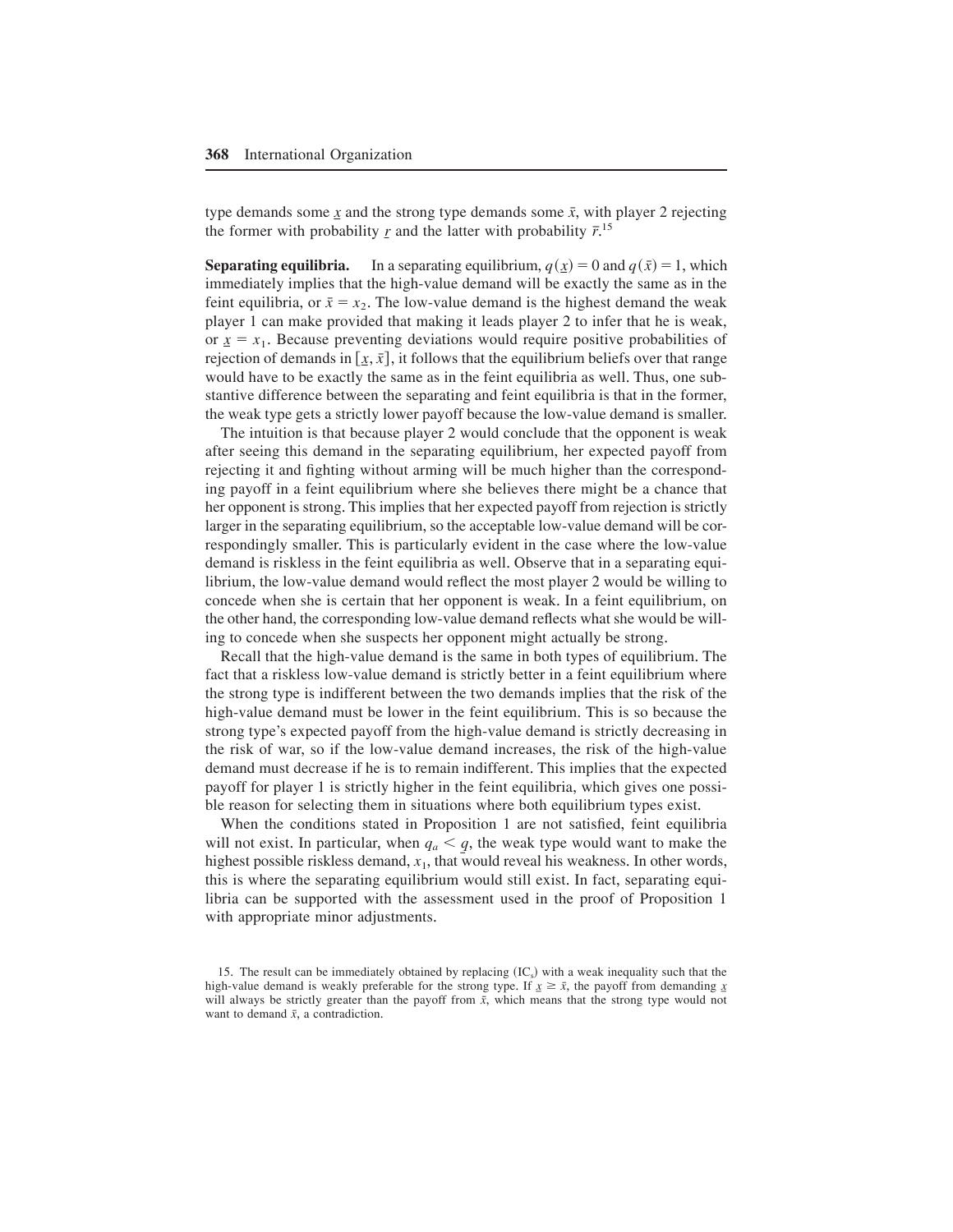type demands some $\underline{x}$ and the strong type demands some $\bar{x}$, with player 2 rejecting the former with probability $\underline{r}$ and the latter with probability $\bar{r}$.[15]

**Separating equilibria.** In a separating equilibrium, $q(\underline{x}) = 0$ and $q(\bar{x}) = 1$, which immediately implies that the high-value demand will be exactly the same as in the feint equilibria, or $\bar{x} = x_2$. The low-value demand is the highest demand the weak player 1 can make provided that making it leads player 2 to infer that he is weak, or $\underline{x} = x_1$. Because preventing deviations would require positive probabilities of rejection of demands in $[\underline{x}, \bar{x}]$, it follows that the equilibrium beliefs over that range would have to be exactly the same as in the feint equilibria as well. Thus, one substantive difference between the separating and feint equilibria is that in the former, the weak type gets a strictly lower payoff because the low-value demand is smaller.

The intuition is that because player 2 would conclude that the opponent is weak after seeing this demand in the separating equilibrium, her expected payoff from rejecting it and fighting without arming will be much higher than the corresponding payoff in a feint equilibrium where she believes there might be a chance that her opponent is strong. This implies that her expected payoff from rejection is strictly larger in the separating equilibrium, so the acceptable low-value demand will be correspondingly smaller. This is particularly evident in the case where the low-value demand is riskless in the feint equilibria as well. Observe that in a separating equilibrium, the low-value demand would reflect the most player 2 would be willing to concede when she is certain that her opponent is weak. In a feint equilibrium, on the other hand, the corresponding low-value demand reflects what she would be willing to concede when she suspects her opponent might actually be strong.

Recall that the high-value demand is the same in both types of equilibrium. The fact that a riskless low-value demand is strictly better in a feint equilibrium where the strong type is indifferent between the two demands implies that the risk of the high-value demand must be lower in the feint equilibrium. This is so because the strong type's expected payoff from the high-value demand is strictly decreasing in the risk of war, so if the low-value demand increases, the risk of the high-value demand must decrease if he is to remain indifferent. This implies that the expected payoff for player 1 is strictly higher in the feint equilibria, which gives one possible reason for selecting them in situations where both equilibrium types exist.

When the conditions stated in Proposition 1 are not satisfied, feint equilibria will not exist. In particular, when $q_a < \underline{q}$, the weak type would want to make the highest possible riskless demand, $x_1$, that would reveal his weakness. In other words, this is where the separating equilibrium would still exist. In fact, separating equilibria can be supported with the assessment used in the proof of Proposition 1 with appropriate minor adjustments.

15. The result can be immediately obtained by replacing ($IC_s$) with a weak inequality such that the high-value demand is weakly preferable for the strong type. If $\underline{x} \geq \bar{x}$, the payoff from demanding $\underline{x}$ will always be strictly greater than the payoff from $\bar{x}$, which means that the strong type would not want to demand $\bar{x}$, a contradiction.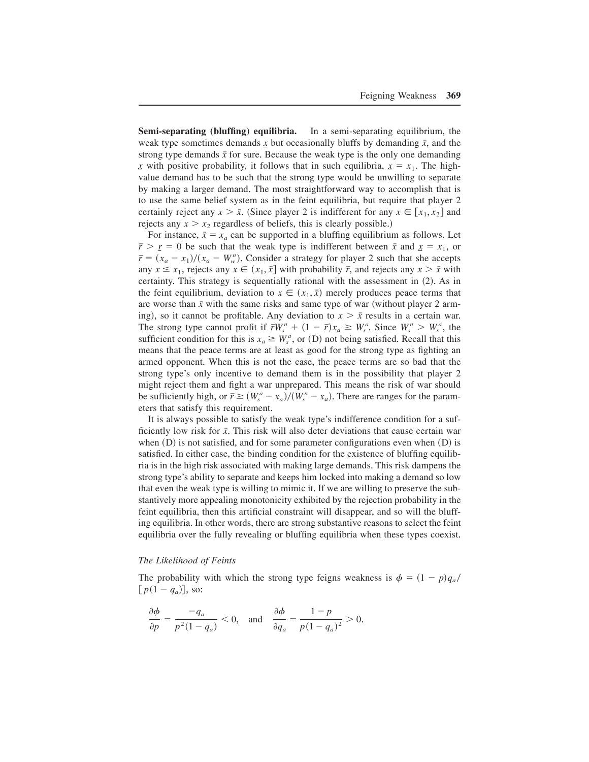**Semi-separating (bluffing) equilibria.** In a semi-separating equilibrium, the weak type sometimes demands $\underline{x}$ but occasionally bluffs by demanding $\bar{x}$, and the strong type demands $\bar{x}$ for sure. Because the weak type is the only one demanding $\underline{x}$ with positive probability, it follows that in such equilibria, $\underline{x} = x_1$. The high-value demand has to be such that the strong type would be unwilling to separate by making a larger demand. The most straightforward way to accomplish that is to use the same belief system as in the feint equilibria, but require that player 2 certainly reject any $x > \bar{x}$. (Since player 2 is indifferent for any $x \in [x_1, x_2]$ and rejects any $x > x_2$ regardless of beliefs, this is clearly possible.)

For instance, $\bar{x} = x_a$ can be supported in a bluffing equilibrium as follows. Let $\bar{r} > \underline{r} = 0$ be such that the weak type is indifferent between $\bar{x}$ and $\underline{x} = x_1$, or $\bar{r} = (x_a - x_1)/(x_a - W_w^n)$. Consider a strategy for player 2 such that she accepts any $x \leq x_1$, rejects any $x \in (x_1, \bar{x}]$ with probability $\bar{r}$, and rejects any $x > \bar{x}$ with certainty. This strategy is sequentially rational with the assessment in (2). As in the feint equilibrium, deviation to $x \in (x_1, \bar{x})$ merely produces peace terms that are worse than $\bar{x}$ with the same risks and same type of war (without player 2 arming), so it cannot be profitable. Any deviation to $x > \bar{x}$ results in a certain war. The strong type cannot profit if $\bar{r}W_s^n + (1 - \bar{r})x_a \geq W_s^a$. Since $W_s^n > W_s^a$, the sufficient condition for this is $x_a \geq W_s^a$, or (D) not being satisfied. Recall that this means that the peace terms are at least as good for the strong type as fighting an armed opponent. When this is not the case, the peace terms are so bad that the strong type's only incentive to demand them is in the possibility that player 2 might reject them and fight a war unprepared. This means the risk of war should be sufficiently high, or $\bar{r} \geq (W_s^a - x_a)/(W_s^n - x_a)$. There are ranges for the parameters that satisfy this requirement.

It is always possible to satisfy the weak type's indifference condition for a sufficiently low risk for $\bar{x}$. This risk will also deter deviations that cause certain war when (D) is not satisfied, and for some parameter configurations even when (D) is satisfied. In either case, the binding condition for the existence of bluffing equilibria is in the high risk associated with making large demands. This risk dampens the strong type's ability to separate and keeps him locked into making a demand so low that even the weak type is willing to mimic it. If we are willing to preserve the substantively more appealing monotonicity exhibited by the rejection probability in the feint equilibria, then this artificial constraint will disappear, and so will the bluffing equilibria. In other words, there are strong substantive reasons to select the feint equilibria over the fully revealing or bluffing equilibria when these types coexist.

*The Likelihood of Feints*

The probability with which the strong type feigns weakness is $\phi = (1 - p)q_a/[p(1 - q_a)]$, so:

$$\frac{\partial \phi}{\partial p} = \frac{-q_a}{p^2(1 - q_a)} < 0, \quad \text{and} \quad \frac{\partial \phi}{\partial q_a} = \frac{1 - p}{p(1 - q_a)^2} > 0.$$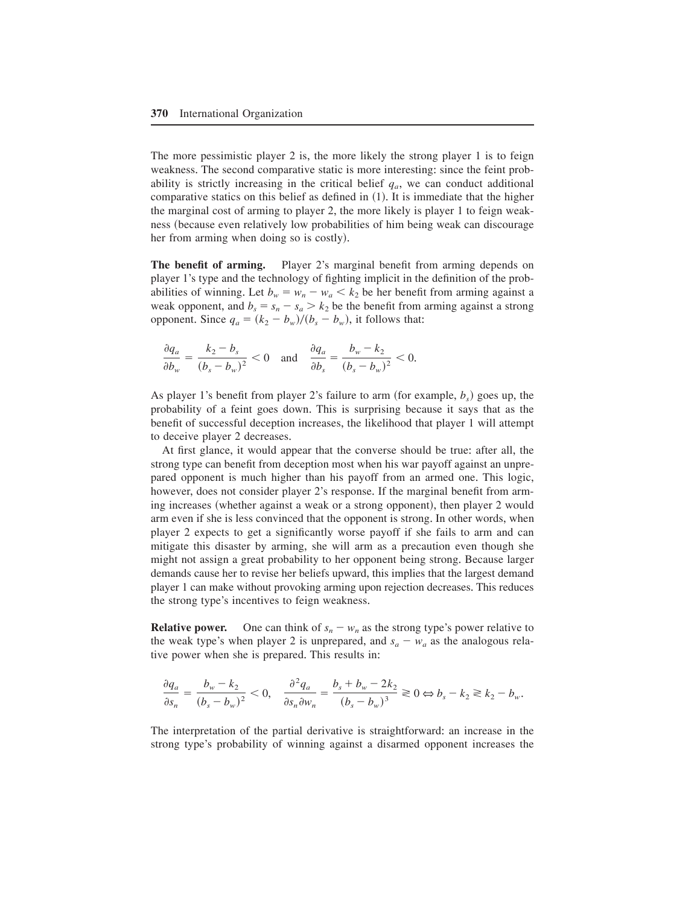The more pessimistic player 2 is, the more likely the strong player 1 is to feign weakness. The second comparative static is more interesting: since the feint probability is strictly increasing in the critical belief $q_a$, we can conduct additional comparative statics on this belief as defined in (1). It is immediate that the higher the marginal cost of arming to player 2, the more likely is player 1 to feign weakness (because even relatively low probabilities of him being weak can discourage her from arming when doing so is costly).

**The benefit of arming.** Player 2's marginal benefit from arming depends on player 1's type and the technology of fighting implicit in the definition of the probabilities of winning. Let $b_w = w_n - w_a < k_2$ be her benefit from arming against a weak opponent, and $b_s = s_n - s_a > k_2$ be the benefit from arming against a strong opponent. Since $q_a = (k_2 - b_w)/(b_s - b_w)$, it follows that:

$$\frac{\partial q_a}{\partial b_w} = \frac{k_2 - b_s}{(b_s - b_w)^2} < 0 \quad \text{and} \quad \frac{\partial q_a}{\partial b_s} = \frac{b_w - k_2}{(b_s - b_w)^2} < 0.$$

As player 1's benefit from player 2's failure to arm (for example, $b_s$) goes up, the probability of a feint goes down. This is surprising because it says that as the benefit of successful deception increases, the likelihood that player 1 will attempt to deceive player 2 decreases.

At first glance, it would appear that the converse should be true: after all, the strong type can benefit from deception most when his war payoff against an unprepared opponent is much higher than his payoff from an armed one. This logic, however, does not consider player 2's response. If the marginal benefit from arming increases (whether against a weak or a strong opponent), then player 2 would arm even if she is less convinced that the opponent is strong. In other words, when player 2 expects to get a significantly worse payoff if she fails to arm and can mitigate this disaster by arming, she will arm as a precaution even though she might not assign a great probability to her opponent being strong. Because larger demands cause her to revise her beliefs upward, this implies that the largest demand player 1 can make without provoking arming upon rejection decreases. This reduces the strong type's incentives to feign weakness.

**Relative power.** One can think of $s_n - w_n$ as the strong type's power relative to the weak type's when player 2 is unprepared, and $s_a - w_a$ as the analogous relative power when she is prepared. This results in:

$$\frac{\partial q_a}{\partial s_n} = \frac{b_w - k_2}{(b_s - b_w)^2} < 0, \quad \frac{\partial^2 q_a}{\partial s_n \partial w_n} = \frac{b_s + b_w - 2k_2}{(b_s - b_w)^3} \gtrless 0 \Leftrightarrow b_s - k_2 \gtrless k_2 - b_w.$$

The interpretation of the partial derivative is straightforward: an increase in the strong type's probability of winning against a disarmed opponent increases the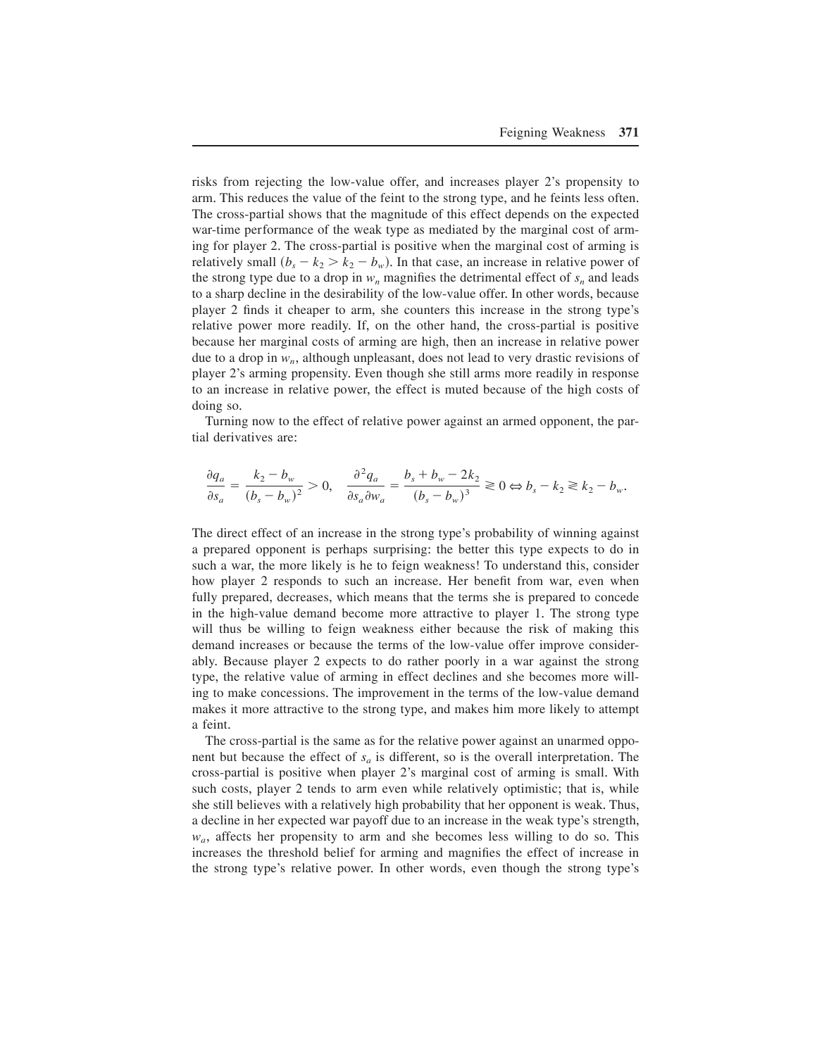risks from rejecting the low-value offer, and increases player 2's propensity to arm. This reduces the value of the feint to the strong type, and he feints less often. The cross-partial shows that the magnitude of this effect depends on the expected war-time performance of the weak type as mediated by the marginal cost of arming for player 2. The cross-partial is positive when the marginal cost of arming is relatively small ($b_s - k_2 > k_2 - b_w$). In that case, an increase in relative power of the strong type due to a drop in $w_n$ magnifies the detrimental effect of $s_n$ and leads to a sharp decline in the desirability of the low-value offer. In other words, because player 2 finds it cheaper to arm, she counters this increase in the strong type's relative power more readily. If, on the other hand, the cross-partial is positive because her marginal costs of arming are high, then an increase in relative power due to a drop in $w_n$, although unpleasant, does not lead to very drastic revisions of player 2's arming propensity. Even though she still arms more readily in response to an increase in relative power, the effect is muted because of the high costs of doing so.

Turning now to the effect of relative power against an armed opponent, the partial derivatives are:

$$\frac{\partial q_a}{\partial s_a} = \frac{k_2 - b_w}{(b_s - b_w)^2} > 0, \quad \frac{\partial^2 q_a}{\partial s_a \partial w_a} = \frac{b_s + b_w - 2k_2}{(b_s - b_w)^3} \gtreqless 0 \Leftrightarrow b_s - k_2 \gtreqless k_2 - b_w.$$

The direct effect of an increase in the strong type's probability of winning against a prepared opponent is perhaps surprising: the better this type expects to do in such a war, the more likely is he to feign weakness! To understand this, consider how player 2 responds to such an increase. Her benefit from war, even when fully prepared, decreases, which means that the terms she is prepared to concede in the high-value demand become more attractive to player 1. The strong type will thus be willing to feign weakness either because the risk of making this demand increases or because the terms of the low-value offer improve considerably. Because player 2 expects to do rather poorly in a war against the strong type, the relative value of arming in effect declines and she becomes more willing to make concessions. The improvement in the terms of the low-value demand makes it more attractive to the strong type, and makes him more likely to attempt a feint.

The cross-partial is the same as for the relative power against an unarmed opponent but because the effect of $s_a$ is different, so is the overall interpretation. The cross-partial is positive when player 2's marginal cost of arming is small. With such costs, player 2 tends to arm even while relatively optimistic; that is, while she still believes with a relatively high probability that her opponent is weak. Thus, a decline in her expected war payoff due to an increase in the weak type's strength, $w_a$, affects her propensity to arm and she becomes less willing to do so. This increases the threshold belief for arming and magnifies the effect of increase in the strong type's relative power. In other words, even though the strong type's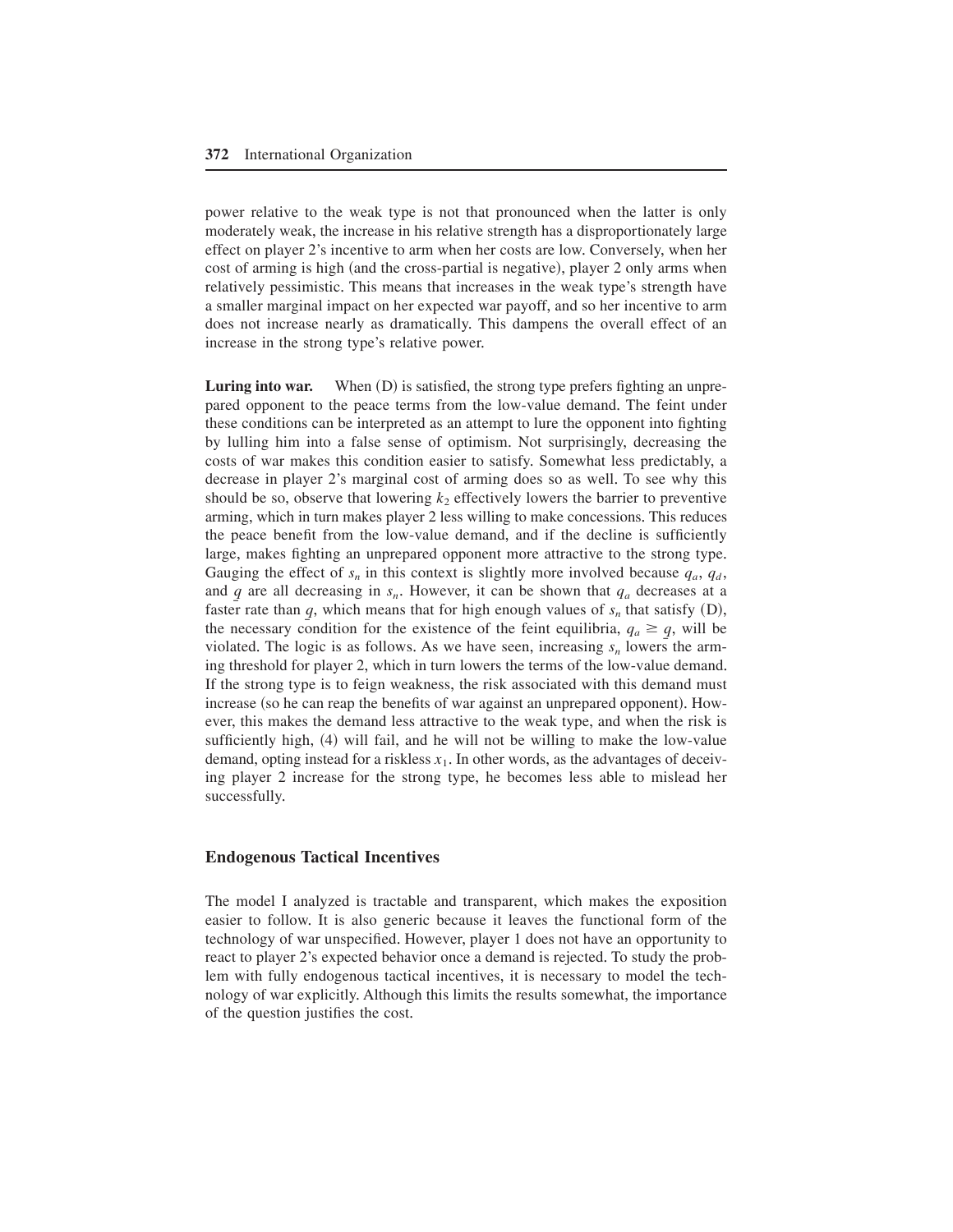power relative to the weak type is not that pronounced when the latter is only moderately weak, the increase in his relative strength has a disproportionately large effect on player 2's incentive to arm when her costs are low. Conversely, when her cost of arming is high (and the cross-partial is negative), player 2 only arms when relatively pessimistic. This means that increases in the weak type's strength have a smaller marginal impact on her expected war payoff, and so her incentive to arm does not increase nearly as dramatically. This dampens the overall effect of an increase in the strong type's relative power.

**Luring into war.** When (D) is satisfied, the strong type prefers fighting an unprepared opponent to the peace terms from the low-value demand. The feint under these conditions can be interpreted as an attempt to lure the opponent into fighting by lulling him into a false sense of optimism. Not surprisingly, decreasing the costs of war makes this condition easier to satisfy. Somewhat less predictably, a decrease in player 2's marginal cost of arming does so as well. To see why this should be so, observe that lowering $k_2$ effectively lowers the barrier to preventive arming, which in turn makes player 2 less willing to make concessions. This reduces the peace benefit from the low-value demand, and if the decline is sufficiently large, makes fighting an unprepared opponent more attractive to the strong type. Gauging the effect of $s_n$ in this context is slightly more involved because $q_a$, $q_d$, and $\underline{q}$ are all decreasing in $s_n$. However, it can be shown that $q_a$ decreases at a faster rate than $\underline{q}$, which means that for high enough values of $s_n$ that satisfy (D), the necessary condition for the existence of the feint equilibria, $q_a \geq \underline{q}$, will be violated. The logic is as follows. As we have seen, increasing $s_n$ lowers the arming threshold for player 2, which in turn lowers the terms of the low-value demand. If the strong type is to feign weakness, the risk associated with this demand must increase (so he can reap the benefits of war against an unprepared opponent). However, this makes the demand less attractive to the weak type, and when the risk is sufficiently high, (4) will fail, and he will not be willing to make the low-value demand, opting instead for a riskless $x_1$. In other words, as the advantages of deceiving player 2 increase for the strong type, he becomes less able to mislead her successfully.

### Endogenous Tactical Incentives

The model I analyzed is tractable and transparent, which makes the exposition easier to follow. It is also generic because it leaves the functional form of the technology of war unspecified. However, player 1 does not have an opportunity to react to player 2's expected behavior once a demand is rejected. To study the problem with fully endogenous tactical incentives, it is necessary to model the technology of war explicitly. Although this limits the results somewhat, the importance of the question justifies the cost.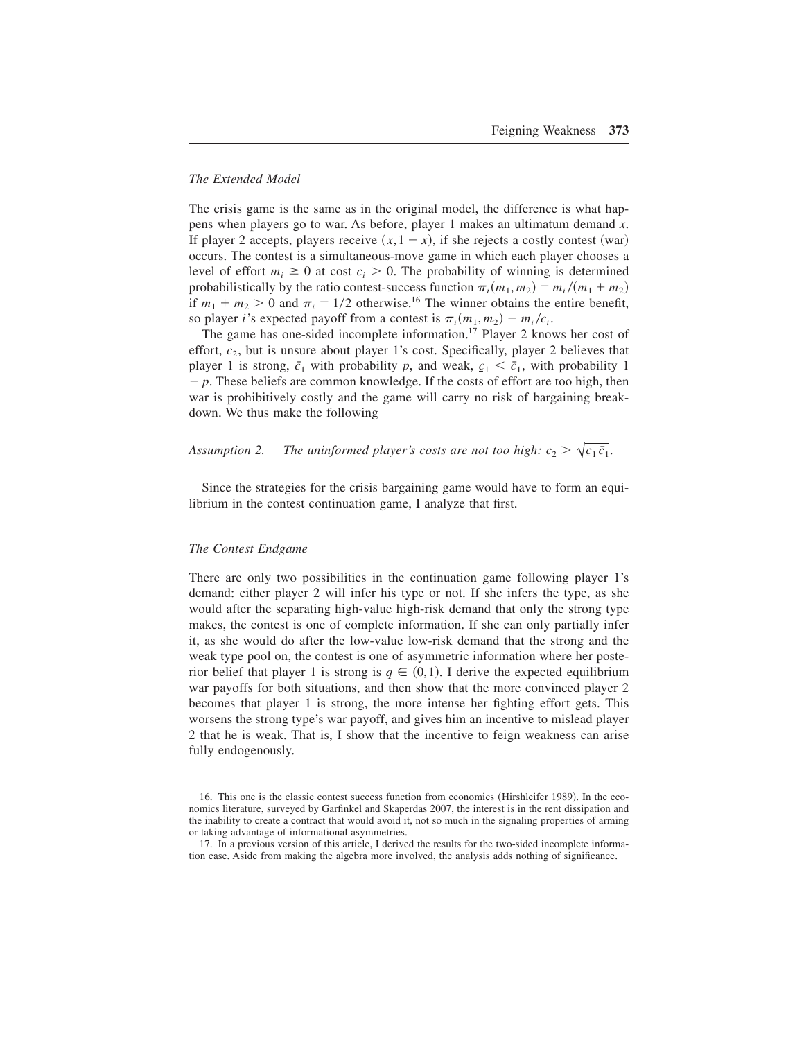### *The Extended Model*

The crisis game is the same as in the original model, the difference is what happens when players go to war. As before, player 1 makes an ultimatum demand $x$. If player 2 accepts, players receive $(x, 1 - x)$, if she rejects a costly contest (war) occurs. The contest is a simultaneous-move game in which each player chooses a level of effort $m_i \geq 0$ at cost $c_i > 0$. The probability of winning is determined probabilistically by the ratio contest-success function $\pi_i(m_1, m_2) = m_i/(m_1 + m_2)$ if $m_1 + m_2 > 0$ and $\pi_i = 1/2$ otherwise.[16] The winner obtains the entire benefit, so player $i$'s expected payoff from a contest is $\pi_i(m_1, m_2) - m_i/c_i$.

The game has one-sided incomplete information.[17] Player 2 knows her cost of effort, $c_2$, but is unsure about player 1's cost. Specifically, player 2 believes that player 1 is strong, $\bar{c}_1$ with probability $p$, and weak, $\underline{c}_1 < \bar{c}_1$, with probability $1 - p$. These beliefs are common knowledge. If the costs of effort are too high, then war is prohibitively costly and the game will carry no risk of bargaining breakdown. We thus make the following

*Assumption 2. The uninformed player's costs are not too high:* $c_2 > \sqrt{\underline{c}_1 \bar{c}_1}$.

Since the strategies for the crisis bargaining game would have to form an equilibrium in the contest continuation game, I analyze that first.

### *The Contest Endgame*

There are only two possibilities in the continuation game following player 1's demand: either player 2 will infer his type or not. If she infers the type, as she would after the separating high-value high-risk demand that only the strong type makes, the contest is one of complete information. If she can only partially infer it, as she would do after the low-value low-risk demand that the strong and the weak type pool on, the contest is one of asymmetric information where her posterior belief that player 1 is strong is $q \in (0,1)$. I derive the expected equilibrium war payoffs for both situations, and then show that the more convinced player 2 becomes that player 1 is strong, the more intense her fighting effort gets. This worsens the strong type's war payoff, and gives him an incentive to mislead player 2 that he is weak. That is, I show that the incentive to feign weakness can arise fully endogenously.

16. This one is the classic contest success function from economics (Hirshleifer 1989). In the economics literature, surveyed by Garfinkel and Skaperdas 2007, the interest is in the rent dissipation and the inability to create a contract that would avoid it, not so much in the signaling properties of arming or taking advantage of informational asymmetries.

17. In a previous version of this article, I derived the results for the two-sided incomplete information case. Aside from making the algebra more involved, the analysis adds nothing of significance.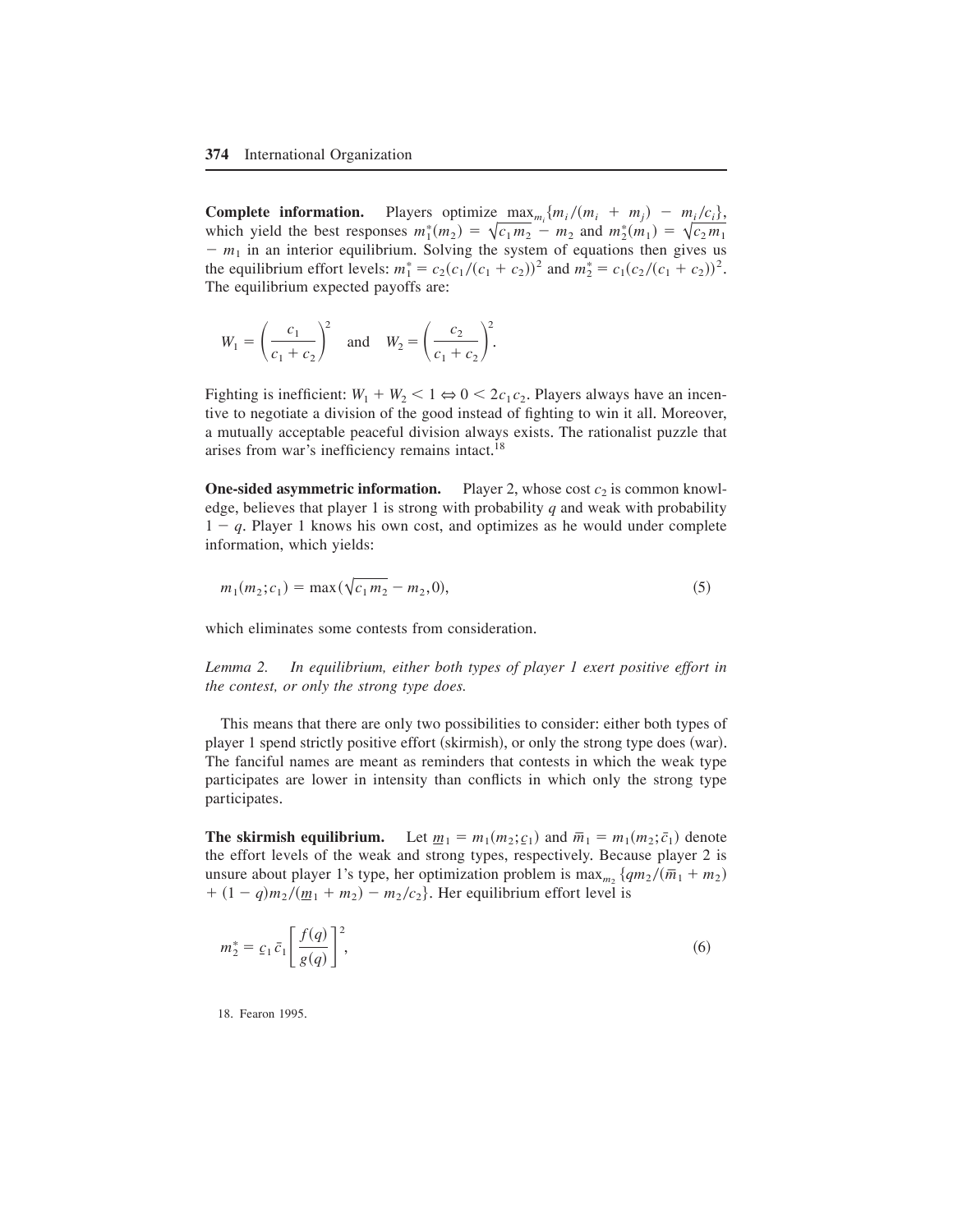**Complete information.** Players optimize $\max_{m_i}\{m_i/(m_i + m_j) - m_i/c_i\}$, which yield the best responses $m_1^*(m_2) = \sqrt{c_1 m_2} - m_2$ and $m_2^*(m_1) = \sqrt{c_2 m_1} - m_1$ in an interior equilibrium. Solving the system of equations then gives us the equilibrium effort levels: $m_1^* = c_2(c_1/(c_1 + c_2))^2$ and $m_2^* = c_1(c_2/(c_1 + c_2))^2$. The equilibrium expected payoffs are:

$$W_1 = \left(\frac{c_1}{c_1 + c_2}\right)^2 \quad \text{and} \quad W_2 = \left(\frac{c_2}{c_1 + c_2}\right)^2.$$

Fighting is inefficient: $W_1 + W_2 < 1 \Leftrightarrow 0 < 2c_1c_2$. Players always have an incentive to negotiate a division of the good instead of fighting to win it all. Moreover, a mutually acceptable peaceful division always exists. The rationalist puzzle that arises from war's inefficiency remains intact.[18]

**One-sided asymmetric information.** Player 2, whose cost $c_2$ is common knowledge, believes that player 1 is strong with probability $q$ and weak with probability $1 - q$. Player 1 knows his own cost, and optimizes as he would under complete information, which yields:

$$m_1(m_2; c_1) = \max(\sqrt{c_1 m_2} - m_2, 0), \tag{5}$$

which eliminates some contests from consideration.

*Lemma 2. In equilibrium, either both types of player 1 exert positive effort in the contest, or only the strong type does.*

This means that there are only two possibilities to consider: either both types of player 1 spend strictly positive effort (skirmish), or only the strong type does (war). The fanciful names are meant as reminders that contests in which the weak type participates are lower in intensity than conflicts in which only the strong type participates.

**The skirmish equilibrium.** Let $\underline{m}_1 = m_1(m_2; \underline{c}_1)$ and $\bar{m}_1 = m_1(m_2; \bar{c}_1)$ denote the effort levels of the weak and strong types, respectively. Because player 2 is unsure about player 1's type, her optimization problem is $\max_{m_2}\{qm_2/(\bar{m}_1 + m_2) + (1 - q)m_2/(\underline{m}_1 + m_2) - m_2/c_2\}$. Her equilibrium effort level is

$$m_2^* = \underline{c}_1 \bar{c}_1 \left[\frac{f(q)}{g(q)}\right]^2, \tag{6}$$

18. Fearon 1995.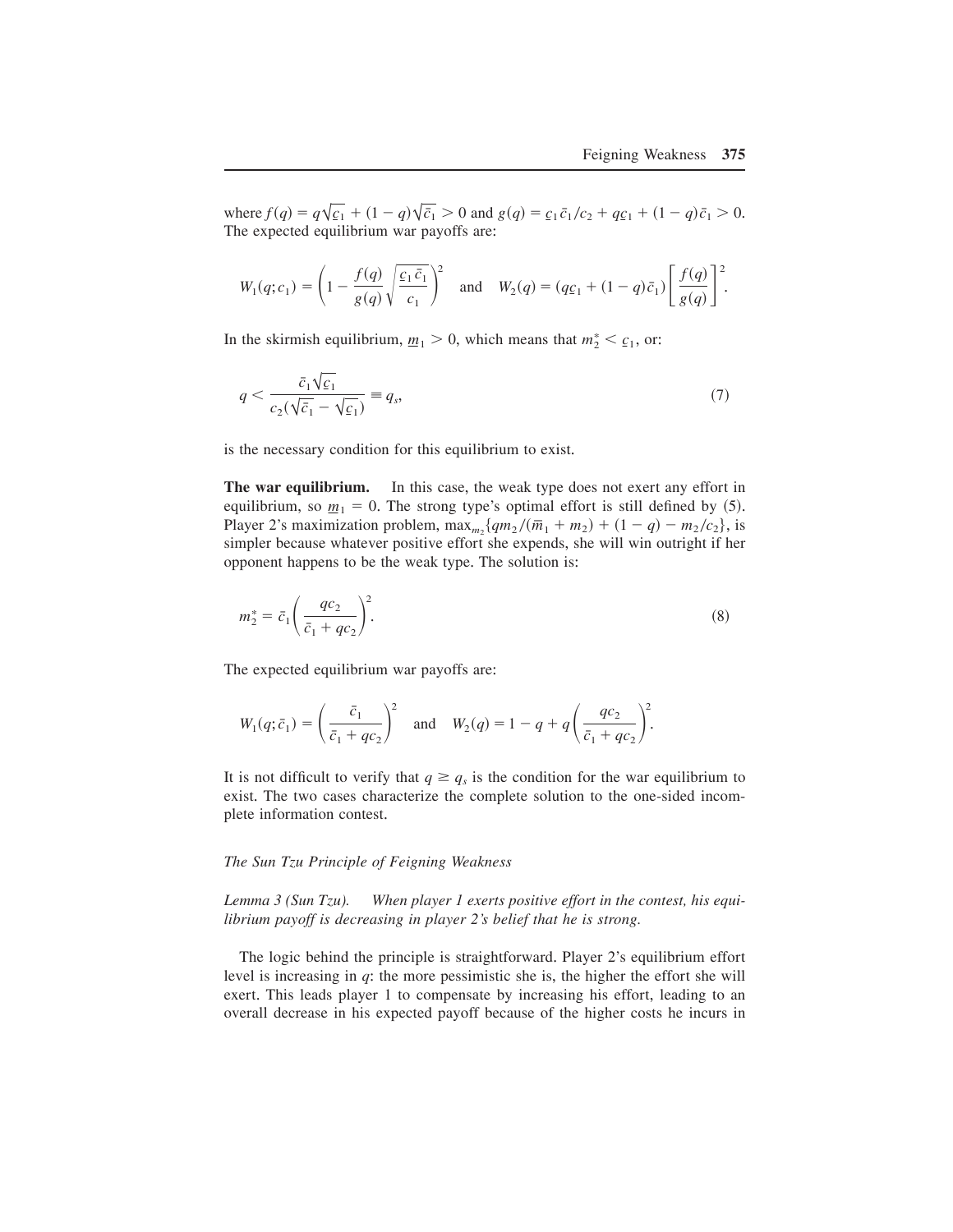where $f(q) = q\sqrt{\underline{c}_1} + (1-q)\sqrt{\bar{c}_1} > 0$ and $g(q) = \underline{c}_1\bar{c}_1/c_2 + q\underline{c}_1 + (1-q)\bar{c}_1 > 0$. The expected equilibrium war payoffs are:

$$W_1(q; c_1) = \left(1 - \frac{f(q)}{g(q)}\sqrt{\frac{\underline{c}_1\bar{c}_1}{c_1}}\right)^2 \quad \text{and} \quad W_2(q) = (q\underline{c}_1 + (1-q)\bar{c}_1)\left[\frac{f(q)}{g(q)}\right]^2.$$

In the skirmish equilibrium, $\underline{m}_1 > 0$, which means that $m_2^* < \underline{c}_1$, or:

$$q < \frac{\bar{c}_1\sqrt{\underline{c}_1}}{c_2(\sqrt{\bar{c}_1} - \sqrt{\underline{c}_1})} \equiv q_s, \tag{7}$$

is the necessary condition for this equilibrium to exist.

**The war equilibrium.** In this case, the weak type does not exert any effort in equilibrium, so $\underline{m}_1 = 0$. The strong type's optimal effort is still defined by (5). Player 2's maximization problem, $\max_{m_2}\{qm_2/(\bar{m}_1 + m_2) + (1-q) - m_2/c_2\}$, is simpler because whatever positive effort she expends, she will win outright if her opponent happens to be the weak type. The solution is:

$$m_2^* = \bar{c}_1\left(\frac{qc_2}{\bar{c}_1 + qc_2}\right)^2. \tag{8}$$

The expected equilibrium war payoffs are:

$$W_1(q; \bar{c}_1) = \left(\frac{\bar{c}_1}{\bar{c}_1 + qc_2}\right)^2 \quad \text{and} \quad W_2(q) = 1 - q + q\left(\frac{qc_2}{\bar{c}_1 + qc_2}\right)^2.$$

It is not difficult to verify that $q \geq q_s$ is the condition for the war equilibrium to exist. The two cases characterize the complete solution to the one-sided incomplete information contest.

### *The Sun Tzu Principle of Feigning Weakness*

*Lemma 3 (Sun Tzu). When player 1 exerts positive effort in the contest, his equilibrium payoff is decreasing in player 2's belief that he is strong.*

The logic behind the principle is straightforward. Player 2's equilibrium effort level is increasing in $q$: the more pessimistic she is, the higher the effort she will exert. This leads player 1 to compensate by increasing his effort, leading to an overall decrease in his expected payoff because of the higher costs he incurs in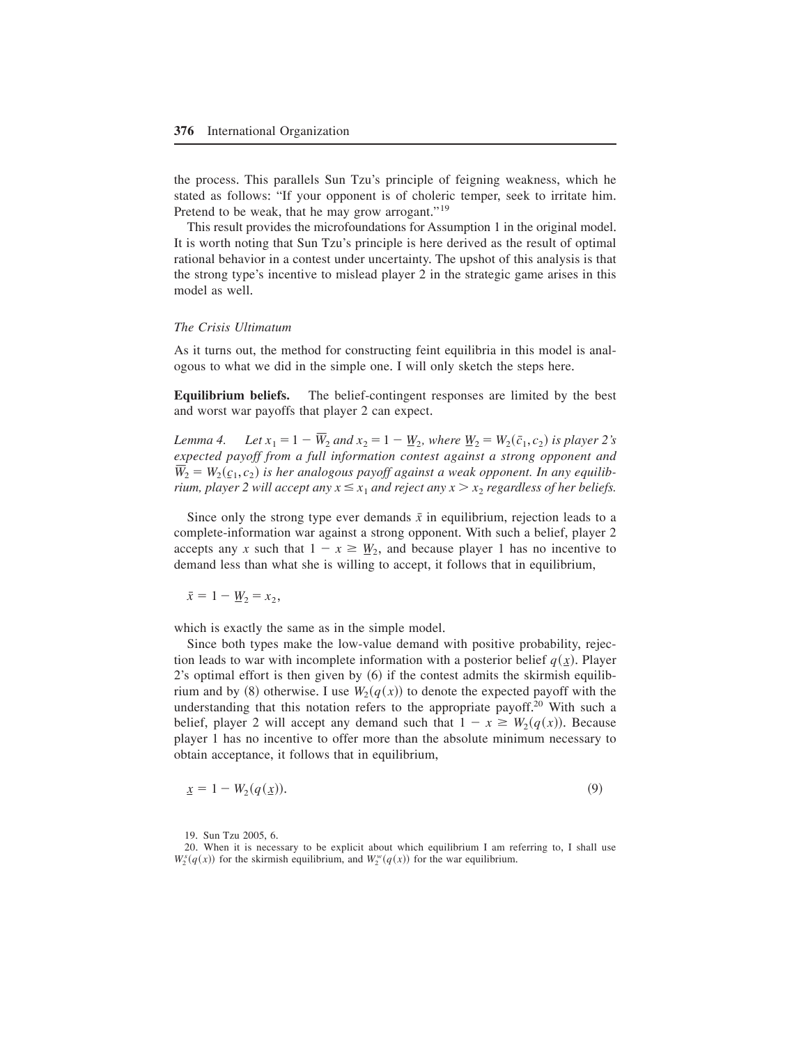the process. This parallels Sun Tzu's principle of feigning weakness, which he stated as follows: "If your opponent is of choleric temper, seek to irritate him. Pretend to be weak, that he may grow arrogant."[19]

This result provides the microfoundations for Assumption 1 in the original model. It is worth noting that Sun Tzu's principle is here derived as the result of optimal rational behavior in a contest under uncertainty. The upshot of this analysis is that the strong type's incentive to mislead player 2 in the strategic game arises in this model as well.

### *The Crisis Ultimatum*

As it turns out, the method for constructing feint equilibria in this model is analogous to what we did in the simple one. I will only sketch the steps here.

**Equilibrium beliefs.** The belief-contingent responses are limited by the best and worst war payoffs that player 2 can expect.

*Lemma 4. Let $x_1 = 1 - \overline{W}_2$ and $x_2 = 1 - \underline{W}_2$, where $\underline{W}_2 = W_2(\bar{c}_1, c_2)$ is player 2's expected payoff from a full information contest against a strong opponent and $\overline{W}_2 = W_2(\underline{c}_1, c_2)$ is her analogous payoff against a weak opponent. In any equilibrium, player 2 will accept any $x \leq x_1$ and reject any $x > x_2$ regardless of her beliefs.*

Since only the strong type ever demands $\bar{x}$ in equilibrium, rejection leads to a complete-information war against a strong opponent. With such a belief, player 2 accepts any $x$ such that $1 - x \geq \underline{W}_2$, and because player 1 has no incentive to demand less than what she is willing to accept, it follows that in equilibrium,

$$\bar{x} = 1 - \underline{W}_2 = x_2,$$

which is exactly the same as in the simple model.

Since both types make the low-value demand with positive probability, rejection leads to war with incomplete information with a posterior belief $q(\underline{x})$. Player 2's optimal effort is then given by (6) if the contest admits the skirmish equilibrium and by (8) otherwise. I use $W_2(q(x))$ to denote the expected payoff with the understanding that this notation refers to the appropriate payoff.[20] With such a belief, player 2 will accept any demand such that $1 - x \geq W_2(q(x))$. Because player 1 has no incentive to offer more than the absolute minimum necessary to obtain acceptance, it follows that in equilibrium,

$$\underline{x} = 1 - W_2(q(\underline{x})). \tag{9}$$

19. Sun Tzu 2005, 6.

20. When it is necessary to be explicit about which equilibrium I am referring to, I shall use $W_2^s(q(x))$ for the skirmish equilibrium, and $W_2^w(q(x))$ for the war equilibrium.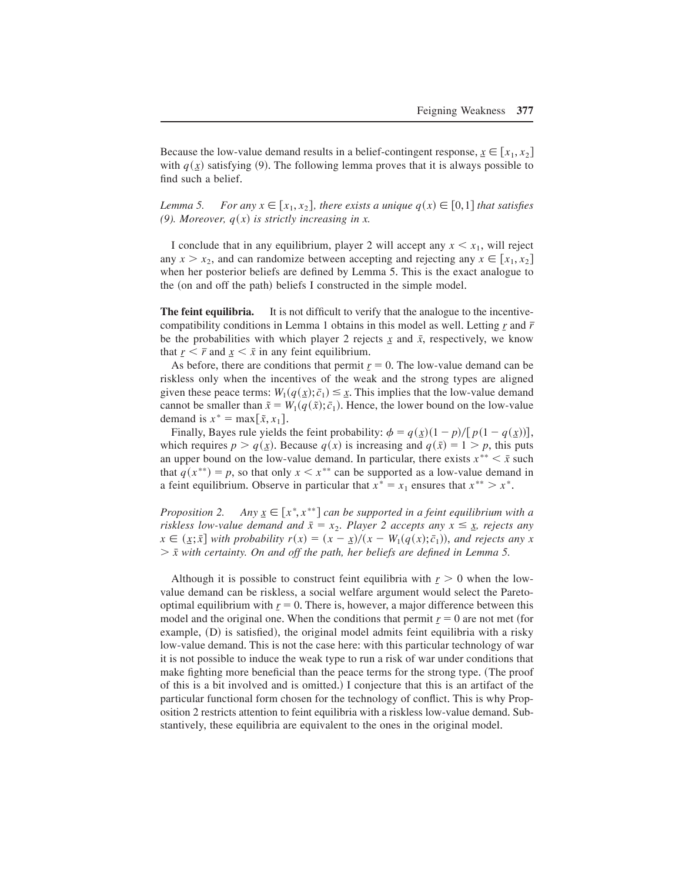Because the low-value demand results in a belief-contingent response, $\underline{x} \in [x_1, x_2]$ with $q(\underline{x})$ satisfying (9). The following lemma proves that it is always possible to find such a belief.

*Lemma 5.* *For any $x \in [x_1, x_2]$, there exists a unique $q(x) \in [0,1]$ that satisfies (9). Moreover, $q(x)$ is strictly increasing in x.*

I conclude that in any equilibrium, player 2 will accept any $x < x_1$, will reject any $x > x_2$, and can randomize between accepting and rejecting any $x \in [x_1, x_2]$ when her posterior beliefs are defined by Lemma 5. This is the exact analogue to the (on and off the path) beliefs I constructed in the simple model.

**The feint equilibria.** It is not difficult to verify that the analogue to the incentive-compatibility conditions in Lemma 1 obtains in this model as well. Letting $\underline{r}$ and $\bar{r}$ be the probabilities with which player 2 rejects $\underline{x}$ and $\bar{x}$, respectively, we know that $\underline{r} < \bar{r}$ and $\underline{x} < \bar{x}$ in any feint equilibrium.

As before, there are conditions that permit $\underline{r} = 0$. The low-value demand can be riskless only when the incentives of the weak and the strong types are aligned given these peace terms: $W_1(q(\underline{x}); \bar{c}_1) \leq \underline{x}$. This implies that the low-value demand cannot be smaller than $\tilde{x} = W_1(q(\tilde{x}); \bar{c}_1)$. Hence, the lower bound on the low-value demand is $x^* = \max[\tilde{x}, x_1]$.

Finally, Bayes rule yields the feint probability: $\phi = q(\underline{x})(1-p)/[p(1-q(\underline{x}))]$, which requires $p > q(\underline{x})$. Because $q(x)$ is increasing and $q(\bar{x}) = 1 > p$, this puts an upper bound on the low-value demand. In particular, there exists $x^{**} < \bar{x}$ such that $q(x^{**}) = p$, so that only $x < x^{**}$ can be supported as a low-value demand in a feint equilibrium. Observe in particular that $x^* = x_1$ ensures that $x^{**} > x^*$.

*Proposition 2.* *Any $\underline{x} \in [x^*, x^{**}]$ can be supported in a feint equilibrium with a riskless low-value demand and $\bar{x} = x_2$. Player 2 accepts any $x \leq \underline{x}$, rejects any $x \in (\underline{x}; \bar{x}]$ with probability $r(x) = (x - \underline{x})/(x - W_1(q(x); \bar{c}_1))$, and rejects any $x > \bar{x}$ with certainty. On and off the path, her beliefs are defined in Lemma 5.*

Although it is possible to construct feint equilibria with $\underline{r} > 0$ when the low-value demand can be riskless, a social welfare argument would select the Pareto-optimal equilibrium with $\underline{r} = 0$. There is, however, a major difference between this model and the original one. When the conditions that permit $\underline{r} = 0$ are not met (for example, (D) is satisfied), the original model admits feint equilibria with a risky low-value demand. This is not the case here: with this particular technology of war it is not possible to induce the weak type to run a risk of war under conditions that make fighting more beneficial than the peace terms for the strong type. (The proof of this is a bit involved and is omitted.) I conjecture that this is an artifact of the particular functional form chosen for the technology of conflict. This is why Proposition 2 restricts attention to feint equilibria with a riskless low-value demand. Substantively, these equilibria are equivalent to the ones in the original model.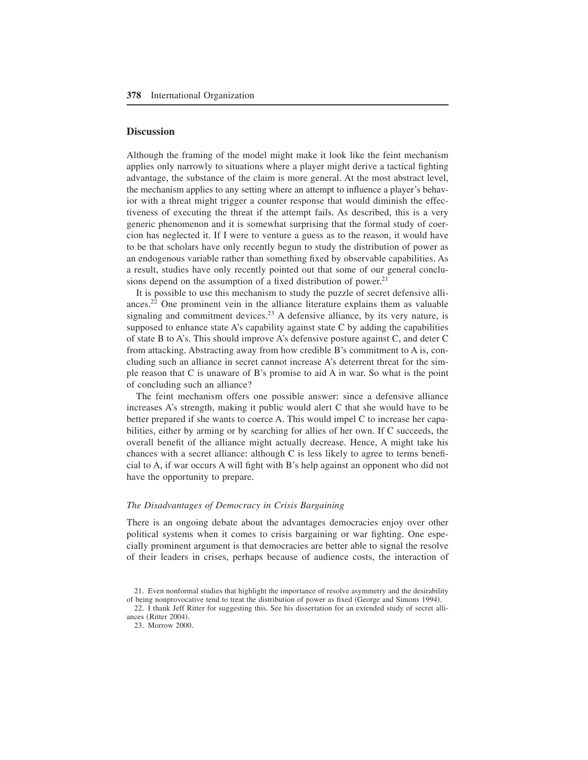## Discussion

Although the framing of the model might make it look like the feint mechanism applies only narrowly to situations where a player might derive a tactical fighting advantage, the substance of the claim is more general. At the most abstract level, the mechanism applies to any setting where an attempt to influence a player's behavior with a threat might trigger a counter response that would diminish the effectiveness of executing the threat if the attempt fails. As described, this is a very generic phenomenon and it is somewhat surprising that the formal study of coercion has neglected it. If I were to venture a guess as to the reason, it would have to be that scholars have only recently begun to study the distribution of power as an endogenous variable rather than something fixed by observable capabilities. As a result, studies have only recently pointed out that some of our general conclusions depend on the assumption of a fixed distribution of power.[21]

It is possible to use this mechanism to study the puzzle of secret defensive alliances.[22] One prominent vein in the alliance literature explains them as valuable signaling and commitment devices.[23] A defensive alliance, by its very nature, is supposed to enhance state A's capability against state C by adding the capabilities of state B to A's. This should improve A's defensive posture against C, and deter C from attacking. Abstracting away from how credible B's commitment to A is, concluding such an alliance in secret cannot increase A's deterrent threat for the simple reason that C is unaware of B's promise to aid A in war. So what is the point of concluding such an alliance?

The feint mechanism offers one possible answer: since a defensive alliance increases A's strength, making it public would alert C that she would have to be better prepared if she wants to coerce A. This would impel C to increase her capabilities, either by arming or by searching for allies of her own. If C succeeds, the overall benefit of the alliance might actually decrease. Hence, A might take his chances with a secret alliance: although C is less likely to agree to terms beneficial to A, if war occurs A will fight with B's help against an opponent who did not have the opportunity to prepare.

### *The Disadvantages of Democracy in Crisis Bargaining*

There is an ongoing debate about the advantages democracies enjoy over other political systems when it comes to crisis bargaining or war fighting. One especially prominent argument is that democracies are better able to signal the resolve of their leaders in crises, perhaps because of audience costs, the interaction of

21. Even nonformal studies that highlight the importance of resolve asymmetry and the desirability of being nonprovocative tend to treat the distribution of power as fixed (George and Simons 1994).

22. I thank Jeff Ritter for suggesting this. See his dissertation for an extended study of secret alliances (Ritter 2004).

23. Morrow 2000.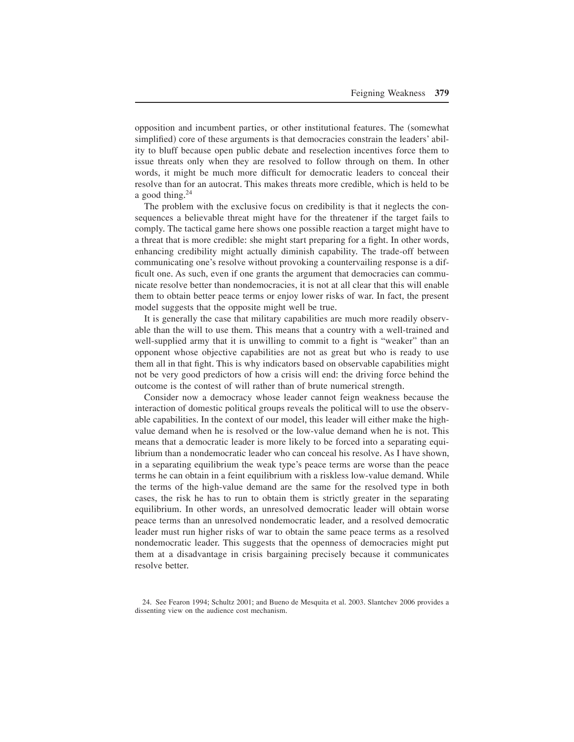opposition and incumbent parties, or other institutional features. The (somewhat simplified) core of these arguments is that democracies constrain the leaders' ability to bluff because open public debate and reselection incentives force them to issue threats only when they are resolved to follow through on them. In other words, it might be much more difficult for democratic leaders to conceal their resolve than for an autocrat. This makes threats more credible, which is held to be a good thing.[24]

The problem with the exclusive focus on credibility is that it neglects the consequences a believable threat might have for the threatener if the target fails to comply. The tactical game here shows one possible reaction a target might have to a threat that is more credible: she might start preparing for a fight. In other words, enhancing credibility might actually diminish capability. The trade-off between communicating one's resolve without provoking a countervailing response is a difficult one. As such, even if one grants the argument that democracies can communicate resolve better than nondemocracies, it is not at all clear that this will enable them to obtain better peace terms or enjoy lower risks of war. In fact, the present model suggests that the opposite might well be true.

It is generally the case that military capabilities are much more readily observable than the will to use them. This means that a country with a well-trained and well-supplied army that it is unwilling to commit to a fight is "weaker" than an opponent whose objective capabilities are not as great but who is ready to use them all in that fight. This is why indicators based on observable capabilities might not be very good predictors of how a crisis will end: the driving force behind the outcome is the contest of will rather than of brute numerical strength.

Consider now a democracy whose leader cannot feign weakness because the interaction of domestic political groups reveals the political will to use the observable capabilities. In the context of our model, this leader will either make the high-value demand when he is resolved or the low-value demand when he is not. This means that a democratic leader is more likely to be forced into a separating equilibrium than a nondemocratic leader who can conceal his resolve. As I have shown, in a separating equilibrium the weak type's peace terms are worse than the peace terms he can obtain in a feint equilibrium with a riskless low-value demand. While the terms of the high-value demand are the same for the resolved type in both cases, the risk he has to run to obtain them is strictly greater in the separating equilibrium. In other words, an unresolved democratic leader will obtain worse peace terms than an unresolved nondemocratic leader, and a resolved democratic leader must run higher risks of war to obtain the same peace terms as a resolved nondemocratic leader. This suggests that the openness of democracies might put them at a disadvantage in crisis bargaining precisely because it communicates resolve better.

24. See Fearon 1994; Schultz 2001; and Bueno de Mesquita et al. 2003. Slantchev 2006 provides a dissenting view on the audience cost mechanism.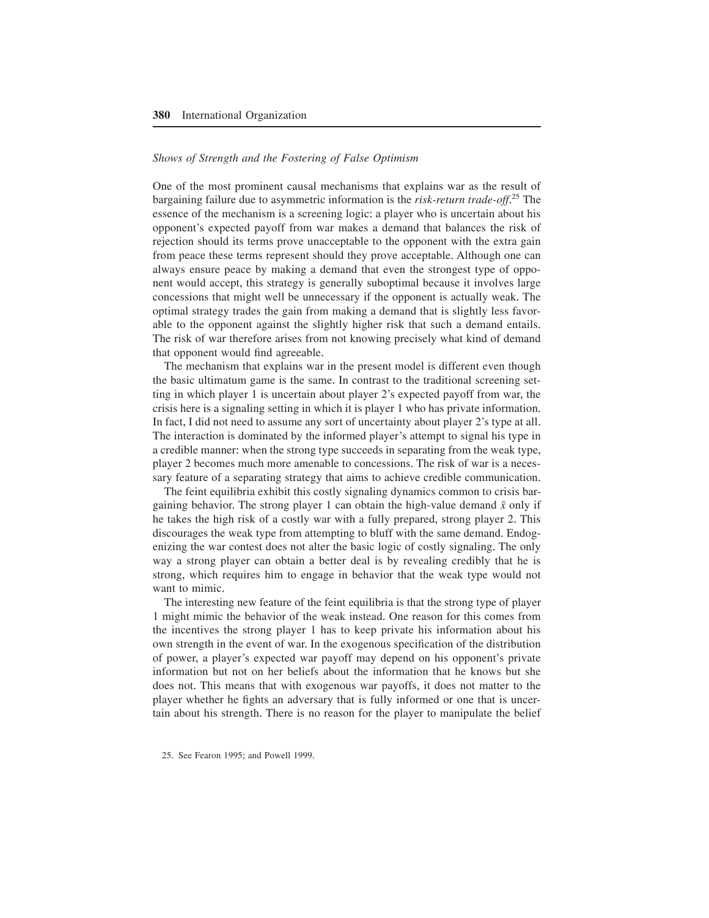### *Shows of Strength and the Fostering of False Optimism*

One of the most prominent causal mechanisms that explains war as the result of bargaining failure due to asymmetric information is the *risk-return trade-off*.[25] The essence of the mechanism is a screening logic: a player who is uncertain about his opponent's expected payoff from war makes a demand that balances the risk of rejection should its terms prove unacceptable to the opponent with the extra gain from peace these terms represent should they prove acceptable. Although one can always ensure peace by making a demand that even the strongest type of opponent would accept, this strategy is generally suboptimal because it involves large concessions that might well be unnecessary if the opponent is actually weak. The optimal strategy trades the gain from making a demand that is slightly less favorable to the opponent against the slightly higher risk that such a demand entails. The risk of war therefore arises from not knowing precisely what kind of demand that opponent would find agreeable.

The mechanism that explains war in the present model is different even though the basic ultimatum game is the same. In contrast to the traditional screening setting in which player 1 is uncertain about player 2's expected payoff from war, the crisis here is a signaling setting in which it is player 1 who has private information. In fact, I did not need to assume any sort of uncertainty about player 2's type at all. The interaction is dominated by the informed player's attempt to signal his type in a credible manner: when the strong type succeeds in separating from the weak type, player 2 becomes much more amenable to concessions. The risk of war is a necessary feature of a separating strategy that aims to achieve credible communication.

The feint equilibria exhibit this costly signaling dynamics common to crisis bargaining behavior. The strong player 1 can obtain the high-value demand $\bar{x}$ only if he takes the high risk of a costly war with a fully prepared, strong player 2. This discourages the weak type from attempting to bluff with the same demand. Endogenizing the war contest does not alter the basic logic of costly signaling. The only way a strong player can obtain a better deal is by revealing credibly that he is strong, which requires him to engage in behavior that the weak type would not want to mimic.

The interesting new feature of the feint equilibria is that the strong type of player 1 might mimic the behavior of the weak instead. One reason for this comes from the incentives the strong player 1 has to keep private his information about his own strength in the event of war. In the exogenous specification of the distribution of power, a player's expected war payoff may depend on his opponent's private information but not on her beliefs about the information that he knows but she does not. This means that with exogenous war payoffs, it does not matter to the player whether he fights an adversary that is fully informed or one that is uncertain about his strength. There is no reason for the player to manipulate the belief

25. See Fearon 1995; and Powell 1999.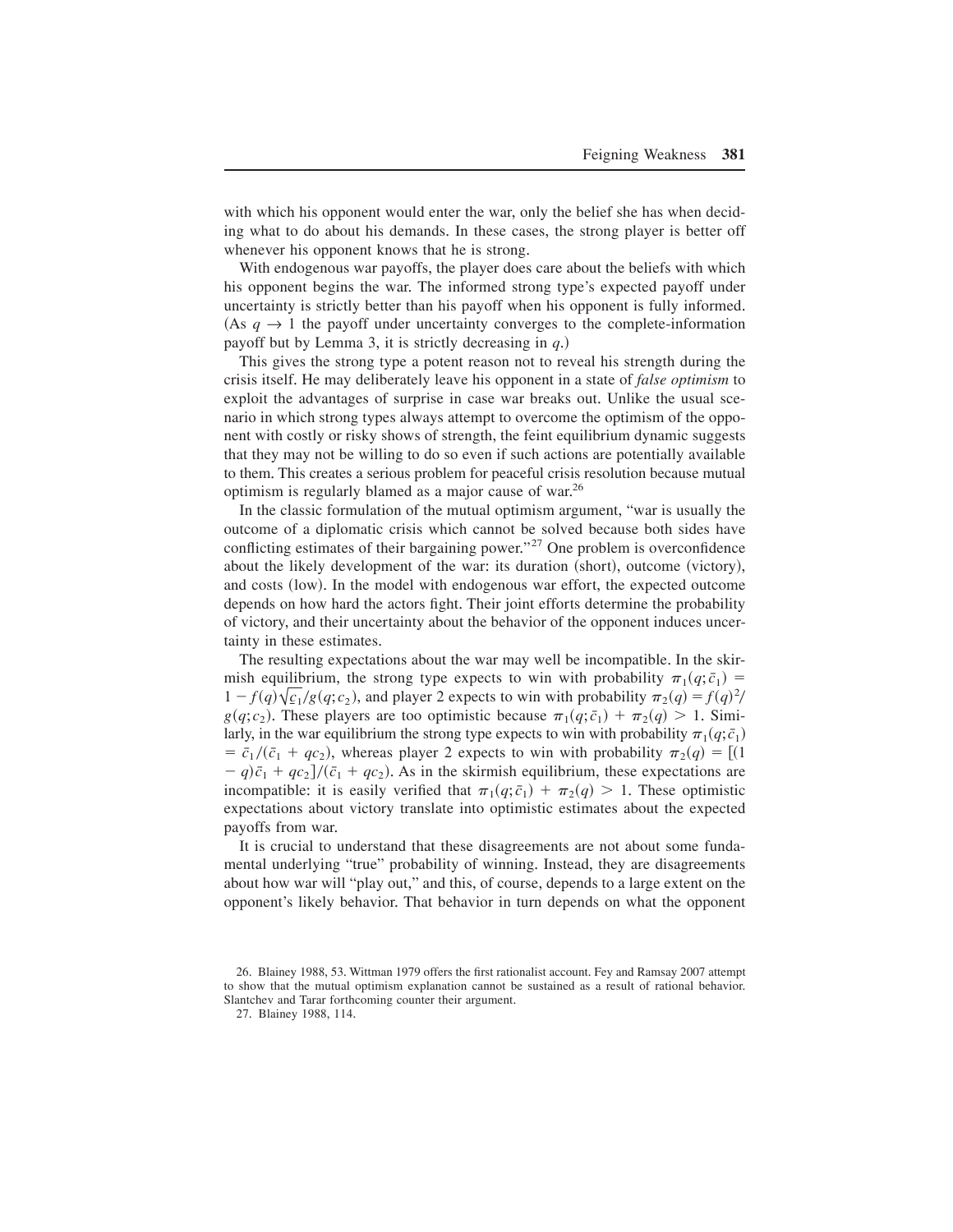with which his opponent would enter the war, only the belief she has when deciding what to do about his demands. In these cases, the strong player is better off whenever his opponent knows that he is strong.

With endogenous war payoffs, the player does care about the beliefs with which his opponent begins the war. The informed strong type's expected payoff under uncertainty is strictly better than his payoff when his opponent is fully informed. (As $q \to 1$ the payoff under uncertainty converges to the complete-information payoff but by Lemma 3, it is strictly decreasing in $q$.)

This gives the strong type a potent reason not to reveal his strength during the crisis itself. He may deliberately leave his opponent in a state of *false optimism* to exploit the advantages of surprise in case war breaks out. Unlike the usual scenario in which strong types always attempt to overcome the optimism of the opponent with costly or risky shows of strength, the feint equilibrium dynamic suggests that they may not be willing to do so even if such actions are potentially available to them. This creates a serious problem for peaceful crisis resolution because mutual optimism is regularly blamed as a major cause of war.[26]

In the classic formulation of the mutual optimism argument, "war is usually the outcome of a diplomatic crisis which cannot be solved because both sides have conflicting estimates of their bargaining power."[27] One problem is overconfidence about the likely development of the war: its duration (short), outcome (victory), and costs (low). In the model with endogenous war effort, the expected outcome depends on how hard the actors fight. Their joint efforts determine the probability of victory, and their uncertainty about the behavior of the opponent induces uncertainty in these estimates.

The resulting expectations about the war may well be incompatible. In the skirmish equilibrium, the strong type expects to win with probability $\pi_1(q;\bar{c}_1) = 1 - f(q)\sqrt{\underline{c}_1}/g(q;c_2)$, and player 2 expects to win with probability $\pi_2(q) = f(q)^2/g(q;c_2)$. These players are too optimistic because $\pi_1(q;\bar{c}_1) + \pi_2(q) > 1$. Similarly, in the war equilibrium the strong type expects to win with probability $\pi_1(q;\bar{c}_1) = \bar{c}_1/(\bar{c}_1 + qc_2)$, whereas player 2 expects to win with probability $\pi_2(q) = [(1 - q)\bar{c}_1 + qc_2]/(\bar{c}_1 + qc_2)$. As in the skirmish equilibrium, these expectations are incompatible: it is easily verified that $\pi_1(q;\bar{c}_1) + \pi_2(q) > 1$. These optimistic expectations about victory translate into optimistic estimates about the expected payoffs from war.

It is crucial to understand that these disagreements are not about some fundamental underlying "true" probability of winning. Instead, they are disagreements about how war will "play out," and this, of course, depends to a large extent on the opponent's likely behavior. That behavior in turn depends on what the opponent

26. Blainey 1988, 53. Wittman 1979 offers the first rationalist account. Fey and Ramsay 2007 attempt to show that the mutual optimism explanation cannot be sustained as a result of rational behavior. Slantchev and Tarar forthcoming counter their argument.

27. Blainey 1988, 114.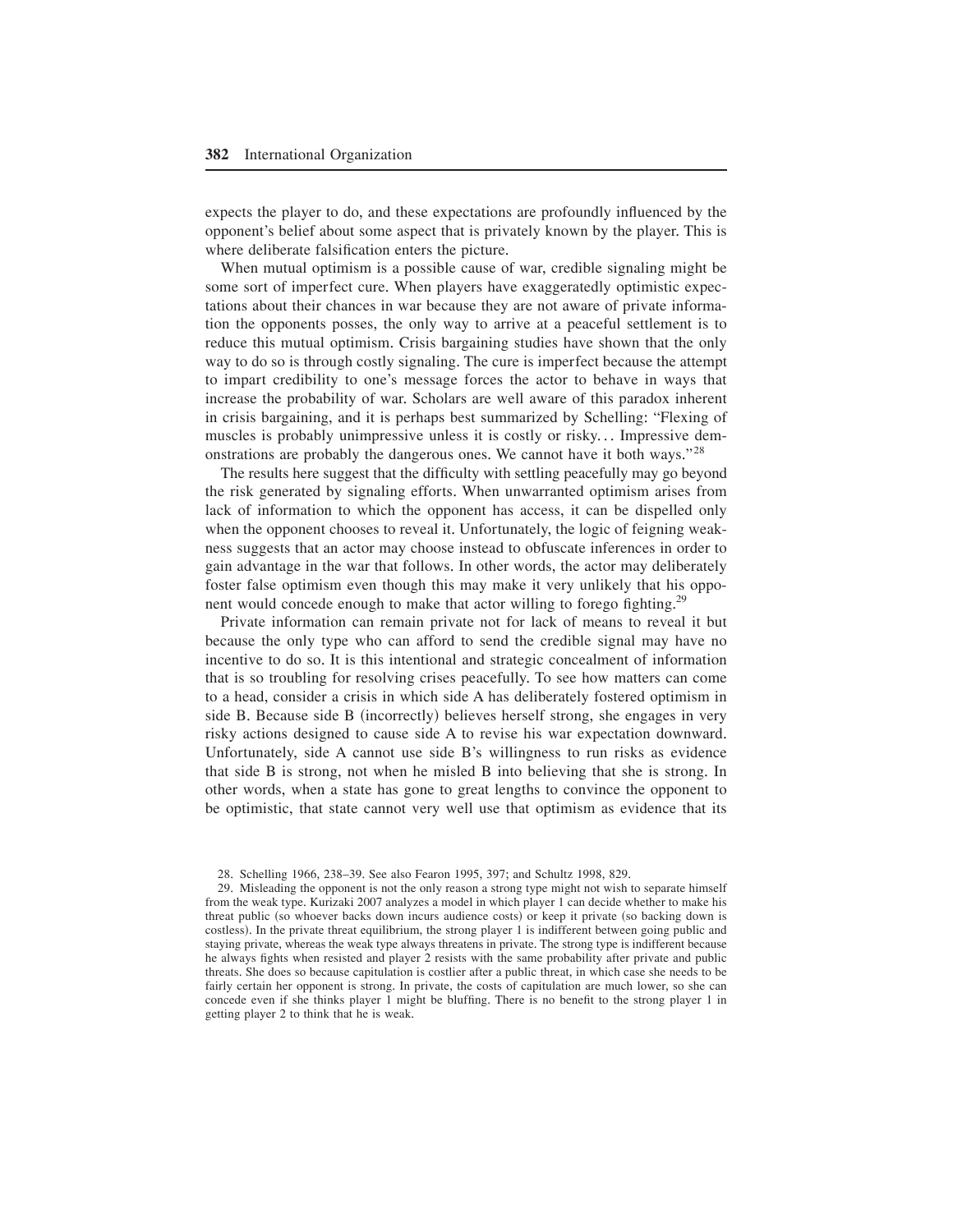expects the player to do, and these expectations are profoundly influenced by the opponent's belief about some aspect that is privately known by the player. This is where deliberate falsification enters the picture.

When mutual optimism is a possible cause of war, credible signaling might be some sort of imperfect cure. When players have exaggeratedly optimistic expectations about their chances in war because they are not aware of private information the opponents posses, the only way to arrive at a peaceful settlement is to reduce this mutual optimism. Crisis bargaining studies have shown that the only way to do so is through costly signaling. The cure is imperfect because the attempt to impart credibility to one's message forces the actor to behave in ways that increase the probability of war. Scholars are well aware of this paradox inherent in crisis bargaining, and it is perhaps best summarized by Schelling: "Flexing of muscles is probably unimpressive unless it is costly or risky... Impressive demonstrations are probably the dangerous ones. We cannot have it both ways."[28]

The results here suggest that the difficulty with settling peacefully may go beyond the risk generated by signaling efforts. When unwarranted optimism arises from lack of information to which the opponent has access, it can be dispelled only when the opponent chooses to reveal it. Unfortunately, the logic of feigning weakness suggests that an actor may choose instead to obfuscate inferences in order to gain advantage in the war that follows. In other words, the actor may deliberately foster false optimism even though this may make it very unlikely that his opponent would concede enough to make that actor willing to forego fighting.[29]

Private information can remain private not for lack of means to reveal it but because the only type who can afford to send the credible signal may have no incentive to do so. It is this intentional and strategic concealment of information that is so troubling for resolving crises peacefully. To see how matters can come to a head, consider a crisis in which side A has deliberately fostered optimism in side B. Because side B (incorrectly) believes herself strong, she engages in very risky actions designed to cause side A to revise his war expectation downward. Unfortunately, side A cannot use side B's willingness to run risks as evidence that side B is strong, not when he misled B into believing that she is strong. In other words, when a state has gone to great lengths to convince the opponent to be optimistic, that state cannot very well use that optimism as evidence that its

28. Schelling 1966, 238–39. See also Fearon 1995, 397; and Schultz 1998, 829.

29. Misleading the opponent is not the only reason a strong type might not wish to separate himself from the weak type. Kurizaki 2007 analyzes a model in which player 1 can decide whether to make his threat public (so whoever backs down incurs audience costs) or keep it private (so backing down is costless). In the private threat equilibrium, the strong player 1 is indifferent between going public and staying private, whereas the weak type always threatens in private. The strong type is indifferent because he always fights when resisted and player 2 resists with the same probability after private and public threats. She does so because capitulation is costlier after a public threat, in which case she needs to be fairly certain her opponent is strong. In private, the costs of capitulation are much lower, so she can concede even if she thinks player 1 might be bluffing. There is no benefit to the strong player 1 in getting player 2 to think that he is weak.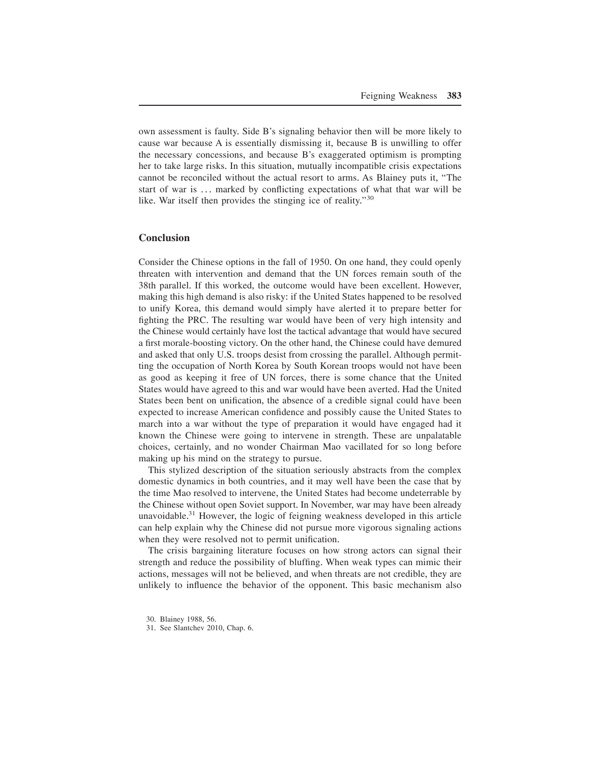own assessment is faulty. Side B's signaling behavior then will be more likely to cause war because A is essentially dismissing it, because B is unwilling to offer the necessary concessions, and because B's exaggerated optimism is prompting her to take large risks. In this situation, mutually incompatible crisis expectations cannot be reconciled without the actual resort to arms. As Blainey puts it, "The start of war is ... marked by conflicting expectations of what that war will be like. War itself then provides the stinging ice of reality."[30]

## Conclusion

Consider the Chinese options in the fall of 1950. On one hand, they could openly threaten with intervention and demand that the UN forces remain south of the 38th parallel. If this worked, the outcome would have been excellent. However, making this high demand is also risky: if the United States happened to be resolved to unify Korea, this demand would simply have alerted it to prepare better for fighting the PRC. The resulting war would have been of very high intensity and the Chinese would certainly have lost the tactical advantage that would have secured a first morale-boosting victory. On the other hand, the Chinese could have demured and asked that only U.S. troops desist from crossing the parallel. Although permitting the occupation of North Korea by South Korean troops would not have been as good as keeping it free of UN forces, there is some chance that the United States would have agreed to this and war would have been averted. Had the United States been bent on unification, the absence of a credible signal could have been expected to increase American confidence and possibly cause the United States to march into a war without the type of preparation it would have engaged had it known the Chinese were going to intervene in strength. These are unpalatable choices, certainly, and no wonder Chairman Mao vacillated for so long before making up his mind on the strategy to pursue.

This stylized description of the situation seriously abstracts from the complex domestic dynamics in both countries, and it may well have been the case that by the time Mao resolved to intervene, the United States had become undeterrable by the Chinese without open Soviet support. In November, war may have been already unavoidable.[31] However, the logic of feigning weakness developed in this article can help explain why the Chinese did not pursue more vigorous signaling actions when they were resolved not to permit unification.

The crisis bargaining literature focuses on how strong actors can signal their strength and reduce the possibility of bluffing. When weak types can mimic their actions, messages will not be believed, and when threats are not credible, they are unlikely to influence the behavior of the opponent. This basic mechanism also

30. Blainey 1988, 56.

31. See Slantchev 2010, Chap. 6.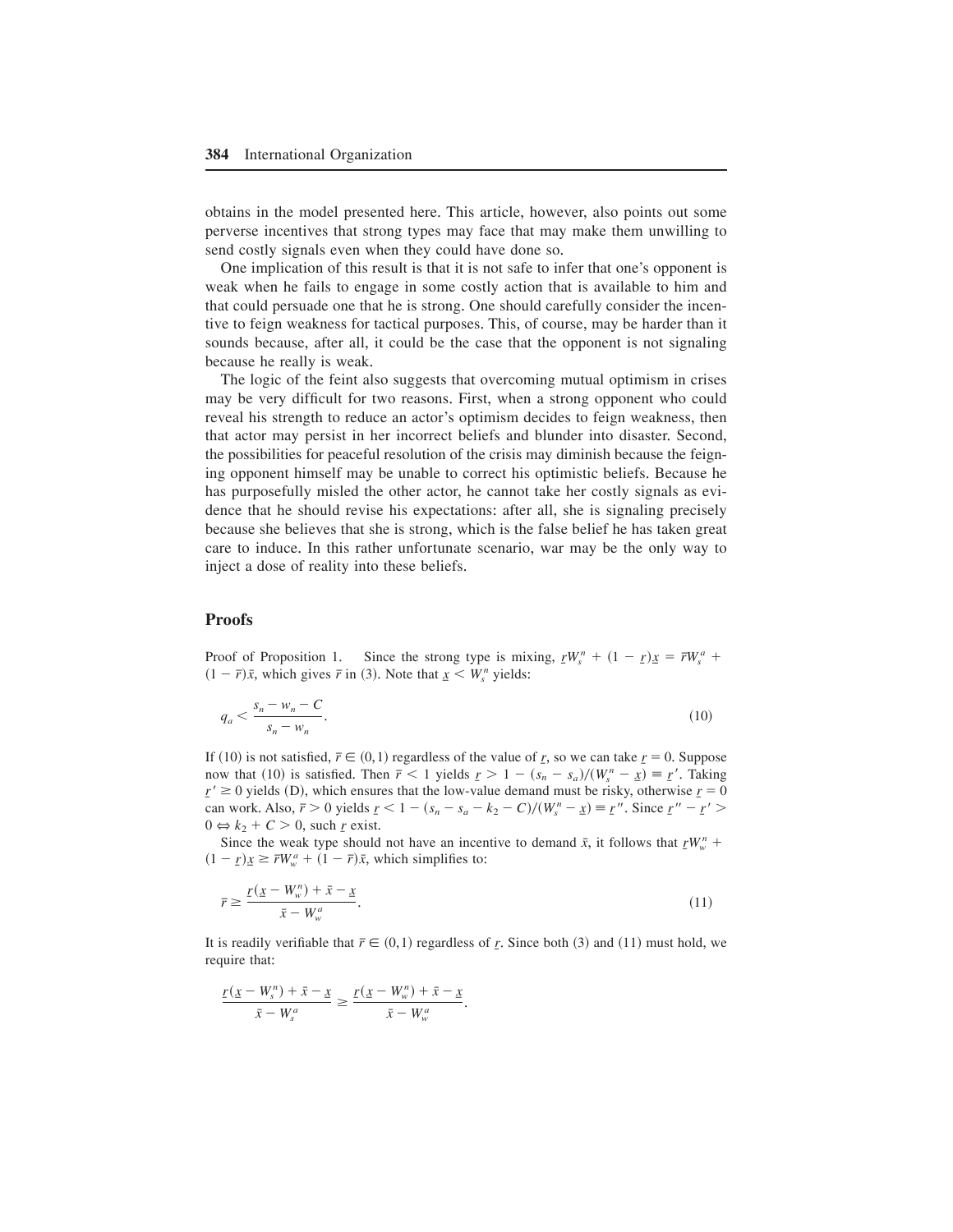obtains in the model presented here. This article, however, also points out some perverse incentives that strong types may face that may make them unwilling to send costly signals even when they could have done so.

One implication of this result is that it is not safe to infer that one's opponent is weak when he fails to engage in some costly action that is available to him and that could persuade one that he is strong. One should carefully consider the incentive to feign weakness for tactical purposes. This, of course, may be harder than it sounds because, after all, it could be the case that the opponent is not signaling because he really is weak.

The logic of the feint also suggests that overcoming mutual optimism in crises may be very difficult for two reasons. First, when a strong opponent who could reveal his strength to reduce an actor's optimism decides to feign weakness, then that actor may persist in her incorrect beliefs and blunder into disaster. Second, the possibilities for peaceful resolution of the crisis may diminish because the feigning opponent himself may be unable to correct his optimistic beliefs. Because he has purposefully misled the other actor, he cannot take her costly signals as evidence that he should revise his expectations: after all, she is signaling precisely because she believes that she is strong, which is the false belief he has taken great care to induce. In this rather unfortunate scenario, war may be the only way to inject a dose of reality into these beliefs.

## Proofs

Proof of Proposition 1. Since the strong type is mixing, $\underline{r}W_s^n + (1-\underline{r})\underline{x} = \bar{r}W_s^a + (1-\bar{r})\bar{x}$, which gives $\bar{r}$ in (3). Note that $\underline{x} < W_s^n$ yields:

$$q_a < \frac{s_n - w_n - C}{s_n - w_n}. \tag{10}$$

If (10) is not satisfied, $\bar{r} \in (0,1)$ regardless of the value of $\underline{r}$, so we can take $\underline{r} = 0$. Suppose now that (10) is satisfied. Then $\bar{r} < 1$ yields $\underline{r} > 1 - (s_n - s_a)/(W_s^n - \underline{x}) \equiv \underline{r}'$. Taking $\underline{r}' \geq 0$ yields (D), which ensures that the low-value demand must be risky, otherwise $\underline{r} = 0$ can work. Also, $\bar{r} > 0$ yields $\underline{r} < 1 - (s_n - s_a - k_2 - C)/(W_s^n - \underline{x}) \equiv \underline{r}''$. Since $\underline{r}'' - \underline{r}' > 0 \Leftrightarrow k_2 + C > 0$, such $\underline{r}$ exist.

Since the weak type should not have an incentive to demand $\bar{x}$, it follows that $\underline{r}W_w^n + (1-\underline{r})\underline{x} \geq \bar{r}W_w^a + (1-\bar{r})\bar{x}$, which simplifies to:

$$\bar{r} \geq \frac{\underline{r}(\underline{x} - W_w^n) + \bar{x} - \underline{x}}{\bar{x} - W_w^a}. \tag{11}$$

It is readily verifiable that $\bar{r} \in (0,1)$ regardless of $\underline{r}$. Since both (3) and (11) must hold, we require that:

$$\frac{\underline{r}(\underline{x} - W_s^n) + \bar{x} - \underline{x}}{\bar{x} - W_s^a} \geq \frac{\underline{r}(\underline{x} - W_w^n) + \bar{x} - \underline{x}}{\bar{x} - W_w^a}.$$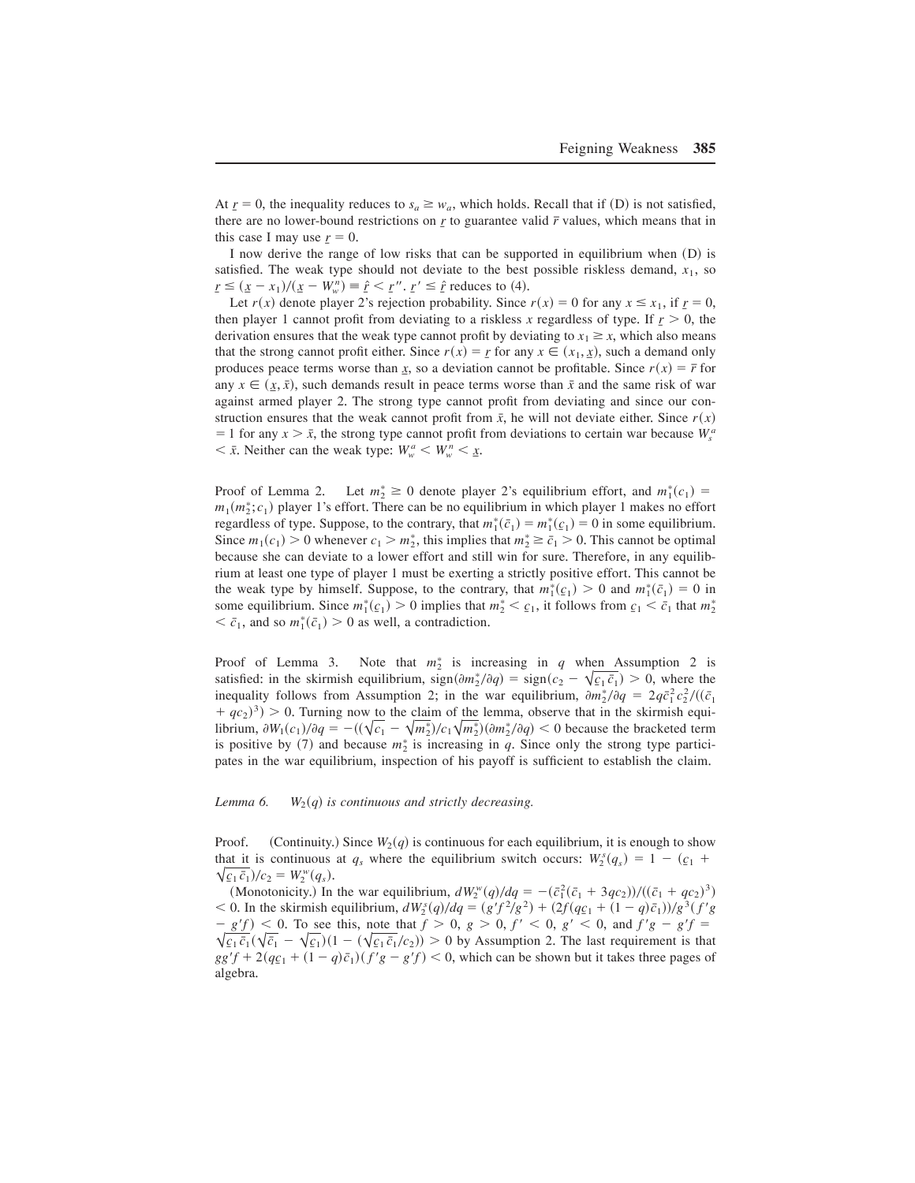At $\underline{r} = 0$, the inequality reduces to $s_a \geq w_a$, which holds. Recall that if (D) is not satisfied, there are no lower-bound restrictions on $\underline{r}$ to guarantee valid $\bar{r}$ values, which means that in this case I may use $\underline{r} = 0$.

I now derive the range of low risks that can be supported in equilibrium when (D) is satisfied. The weak type should not deviate to the best possible riskless demand, $x_1$, so $\underline{r} \leq (\underline{x} - x_1)/(\underline{x} - W_w^n) \equiv \hat{r} < \underline{r}''$. $\underline{r}' \leq \hat{r}$ reduces to (4).

Let $r(x)$ denote player 2's rejection probability. Since $r(x) = 0$ for any $x \leq x_1$, if $\underline{r} = 0$, then player 1 cannot profit from deviating to a riskless $x$ regardless of type. If $\underline{r} > 0$, the derivation ensures that the weak type cannot profit by deviating to $x_1 \geq x$, which also means that the strong cannot profit either. Since $r(x) = \underline{r}$ for any $x \in (x_1, \underline{x})$, such a demand only produces peace terms worse than $\underline{x}$, so a deviation cannot be profitable. Since $r(x) = \bar{r}$ for any $x \in (\underline{x}, \bar{x})$, such demands result in peace terms worse than $\bar{x}$ and the same risk of war against armed player 2. The strong type cannot profit from deviating and since our construction ensures that the weak cannot profit from $\bar{x}$, he will not deviate either. Since $r(x) = 1$ for any $x > \bar{x}$, the strong type cannot profit from deviations to certain war because $W_s^a < \bar{x}$. Neither can the weak type: $W_w^a < W_w^n < \underline{x}$.

Proof of Lemma 2. Let $m_2^* \geq 0$ denote player 2's equilibrium effort, and $m_1^*(c_1) = m_1(m_2^*; c_1)$ player 1's effort. There can be no equilibrium in which player 1 makes no effort regardless of type. Suppose, to the contrary, that $m_1^*(\bar{c}_1) = m_1^*(\underline{c}_1) = 0$ in some equilibrium. Since $m_1(c_1) > 0$ whenever $c_1 > m_2^*$, this implies that $m_2^* \geq \bar{c}_1 > 0$. This cannot be optimal because she can deviate to a lower effort and still win for sure. Therefore, in any equilibrium at least one type of player 1 must be exerting a strictly positive effort. This cannot be the weak type by himself. Suppose, to the contrary, that $m_1^*(\underline{c}_1) > 0$ and $m_1^*(\bar{c}_1) = 0$ in some equilibrium. Since $m_1^*(\underline{c}_1) > 0$ implies that $m_2^* < \underline{c}_1$, it follows from $\underline{c}_1 < \bar{c}_1$ that $m_2^* < \bar{c}_1$, and so $m_1^*(\bar{c}_1) > 0$ as well, a contradiction.

Proof of Lemma 3. Note that $m_2^*$ is increasing in $q$ when Assumption 2 is satisfied: in the skirmish equilibrium, $\text{sign}(\partial m_2^*/\partial q) = \text{sign}(c_2 - \sqrt{\underline{c}_1 \bar{c}_1}) > 0$, where the inequality follows from Assumption 2; in the war equilibrium, $\partial m_2^*/\partial q = 2q\bar{c}_1^2 c_2^2/((\bar{c}_1 + qc_2)^3) > 0$. Turning now to the claim of the lemma, observe that in the skirmish equilibrium, $\partial W_1(c_1)/\partial q = -((\sqrt{c_1} - \sqrt{m_2^*})/c_1\sqrt{m_2^*})(\partial m_2^*/\partial q) < 0$ because the bracketed term is positive by (7) and because $m_2^*$ is increasing in $q$. Since only the strong type participates in the war equilibrium, inspection of his payoff is sufficient to establish the claim.

*Lemma 6.* $W_2(q)$ *is continuous and strictly decreasing.*

Proof. (Continuity.) Since $W_2(q)$ is continuous for each equilibrium, it is enough to show that it is continuous at $q_s$ where the equilibrium switch occurs: $W_2^s(q_s) = 1 - (\underline{c}_1 + \sqrt{\underline{c}_1 \bar{c}_1})/c_2 = W_2^w(q_s)$.

(Monotonicity.) In the war equilibrium, $dW_2^w(q)/dq = -(\bar{c}_1^2(\bar{c}_1 + 3qc_2))/((\bar{c}_1 + qc_2)^3) < 0$. In the skirmish equilibrium, $dW_2^s(q)/dq = (g'f^2/g^2) + (2f(q\underline{c}_1 + (1-q)\bar{c}_1))/g^3(f'g - g'f) < 0$. To see this, note that $f > 0$, $g > 0$, $f' < 0$, $g' < 0$, and $f'g - g'f = \sqrt{\underline{c}_1 \bar{c}_1}(\sqrt{\bar{c}_1} - \sqrt{\underline{c}_1})(1 - (\sqrt{\underline{c}_1 \bar{c}_1}/c_2)) > 0$ by Assumption 2. The last requirement is that $gg'f + 2(q\underline{c}_1 + (1-q)\bar{c}_1)(f'g - g'f) < 0$, which can be shown but it takes three pages of algebra.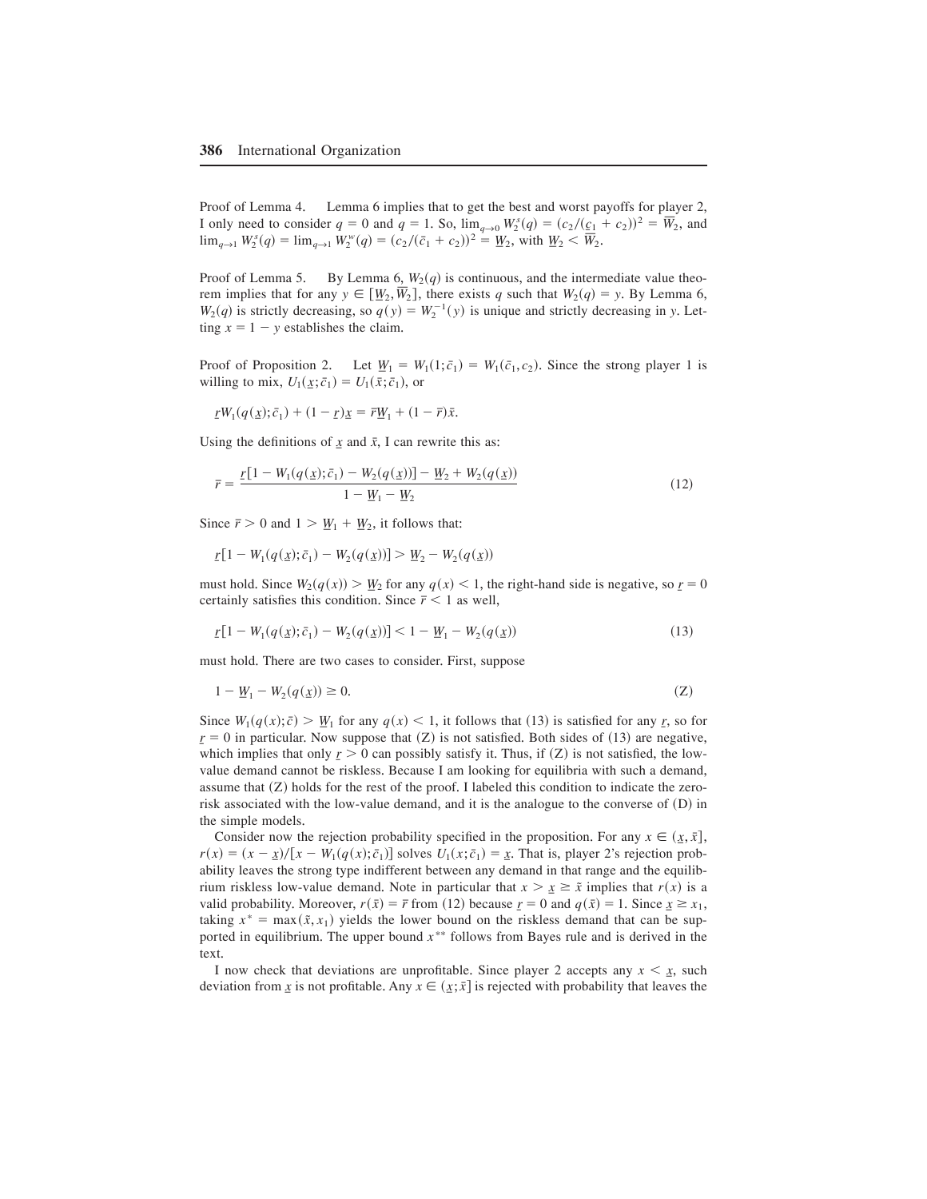Proof of Lemma 4. Lemma 6 implies that to get the best and worst payoffs for player 2, I only need to consider $q = 0$ and $q = 1$. So, $\lim_{q\to 0} W_2^s(q) = (c_2/(\underline{c}_1 + c_2))^2 = \overline{W}_2$, and $\lim_{q\to 1} W_2^s(q) = \lim_{q\to 1} W_2^w(q) = (c_2/(\bar{c}_1 + c_2))^2 = \underline{W}_2$, with $\underline{W}_2 < \overline{W}_2$.

Proof of Lemma 5. By Lemma 6, $W_2(q)$ is continuous, and the intermediate value theorem implies that for any $y \in [\underline{W}_2, \overline{W}_2]$, there exists $q$ such that $W_2(q) = y$. By Lemma 6, $W_2(q)$ is strictly decreasing, so $q(y) = W_2^{-1}(y)$ is unique and strictly decreasing in $y$. Letting $x = 1 - y$ establishes the claim.

Proof of Proposition 2. Let $\underline{W}_1 = W_1(1;\bar{c}_1) = W_1(\bar{c}_1, c_2)$. Since the strong player 1 is willing to mix, $U_1(\underline{x};\bar{c}_1) = U_1(\bar{x};\bar{c}_1)$, or

$$\underline{r}W_1(q(\underline{x});\bar{c}_1) + (1 - \underline{r})\underline{x} = \bar{r}\underline{W}_1 + (1 - \bar{r})\bar{x}.$$

Using the definitions of $\underline{x}$ and $\bar{x}$, I can rewrite this as:

$$\bar{r} = \frac{\underline{r}[1 - W_1(q(\underline{x});\bar{c}_1) - W_2(q(\underline{x}))] - \underline{W}_2 + W_2(q(\underline{x}))}{1 - \underline{W}_1 - \underline{W}_2} \tag{12}$$

Since $\bar{r} > 0$ and $1 > \underline{W}_1 + \underline{W}_2$, it follows that:

$$\underline{r}[1 - W_1(q(\underline{x});\bar{c}_1) - W_2(q(\underline{x}))] > \underline{W}_2 - W_2(q(\underline{x}))$$

must hold. Since $W_2(q(x)) > \underline{W}_2$ for any $q(x) < 1$, the right-hand side is negative, so $\underline{r} = 0$ certainly satisfies this condition. Since $\bar{r} < 1$ as well,

$$\underline{r}[1 - W_1(q(\underline{x});\bar{c}_1) - W_2(q(\underline{x}))] < 1 - \underline{W}_1 - W_2(q(\underline{x})) \tag{13}$$

must hold. There are two cases to consider. First, suppose

$$1 - \underline{W}_1 - W_2(q(\underline{x})) \geq 0. \tag{Z}$$

Since $W_1(q(x);\bar{c}) > \underline{W}_1$ for any $q(x) < 1$, it follows that (13) is satisfied for any $\underline{r}$, so for $\underline{r} = 0$ in particular. Now suppose that (Z) is not satisfied. Both sides of (13) are negative, which implies that only $\underline{r} > 0$ can possibly satisfy it. Thus, if (Z) is not satisfied, the low-value demand cannot be riskless. Because I am looking for equilibria with such a demand, assume that (Z) holds for the rest of the proof. I labeled this condition to indicate the zero-risk associated with the low-value demand, and it is the analogue to the converse of (D) in the simple models.

Consider now the rejection probability specified in the proposition. For any $x \in (\underline{x}, \bar{x}]$, $r(x) = (x - \underline{x})/[x - W_1(q(x);\bar{c}_1)]$ solves $U_1(x;\bar{c}_1) = \underline{x}$. That is, player 2's rejection probability leaves the strong type indifferent between any demand in that range and the equilibrium riskless low-value demand. Note in particular that $x > \underline{x} \geq \tilde{x}$ implies that $r(x)$ is a valid probability. Moreover, $r(\bar{x}) = \bar{r}$ from (12) because $\underline{r} = 0$ and $q(\bar{x}) = 1$. Since $\underline{x} \geq x_1$, taking $x^* = \max(\tilde{x}, x_1)$ yields the lower bound on the riskless demand that can be supported in equilibrium. The upper bound $x^{**}$ follows from Bayes rule and is derived in the text.

I now check that deviations are unprofitable. Since player 2 accepts any $x < \underline{x}$, such deviation from $\underline{x}$ is not profitable. Any $x \in (\underline{x};\bar{x}]$ is rejected with probability that leaves the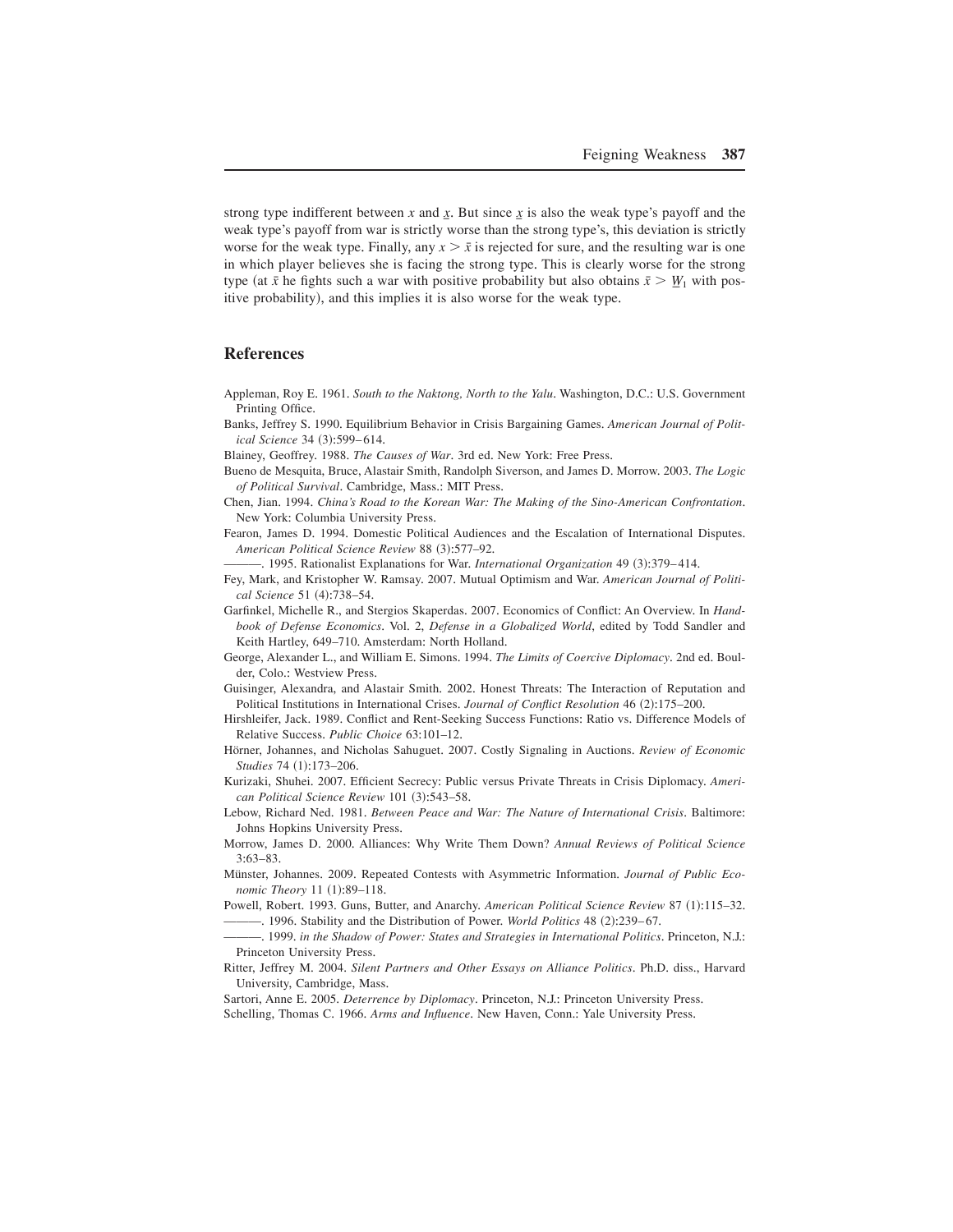strong type indifferent between $x$ and $\underline{x}$. But since $\underline{x}$ is also the weak type's payoff and the weak type's payoff from war is strictly worse than the strong type's, this deviation is strictly worse for the weak type. Finally, any $x > \bar{x}$ is rejected for sure, and the resulting war is one in which player believes she is facing the strong type. This is clearly worse for the strong type (at $\bar{x}$ he fights such a war with positive probability but also obtains $\bar{x} > \underline{W}_1$ with positive probability), and this implies it is also worse for the weak type.

## References

Appleman, Roy E. 1961. *South to the Naktong, North to the Yalu*. Washington, D.C.: U.S. Government Printing Office.

Banks, Jeffrey S. 1990. Equilibrium Behavior in Crisis Bargaining Games. *American Journal of Political Science* 34 (3):599–614.

Blainey, Geoffrey. 1988. *The Causes of War*. 3rd ed. New York: Free Press.

Bueno de Mesquita, Bruce, Alastair Smith, Randolph Siverson, and James D. Morrow. 2003. *The Logic of Political Survival*. Cambridge, Mass.: MIT Press.

Chen, Jian. 1994. *China's Road to the Korean War: The Making of the Sino-American Confrontation*. New York: Columbia University Press.

Fearon, James D. 1994. Domestic Political Audiences and the Escalation of International Disputes. *American Political Science Review* 88 (3):577–92.

———. 1995. Rationalist Explanations for War. *International Organization* 49 (3):379–414.

Fey, Mark, and Kristopher W. Ramsay. 2007. Mutual Optimism and War. *American Journal of Political Science* 51 (4):738–54.

Garfinkel, Michelle R., and Stergios Skaperdas. 2007. Economics of Conflict: An Overview. In *Handbook of Defense Economics*. Vol. 2, *Defense in a Globalized World*, edited by Todd Sandler and Keith Hartley, 649–710. Amsterdam: North Holland.

George, Alexander L., and William E. Simons. 1994. *The Limits of Coercive Diplomacy*. 2nd ed. Boulder, Colo.: Westview Press.

Guisinger, Alexandra, and Alastair Smith. 2002. Honest Threats: The Interaction of Reputation and Political Institutions in International Crises. *Journal of Conflict Resolution* 46 (2):175–200.

Hirshleifer, Jack. 1989. Conflict and Rent-Seeking Success Functions: Ratio vs. Difference Models of Relative Success. *Public Choice* 63:101–12.

Hörner, Johannes, and Nicholas Sahuguet. 2007. Costly Signaling in Auctions. *Review of Economic Studies* 74 (1):173–206.

Kurizaki, Shuhei. 2007. Efficient Secrecy: Public versus Private Threats in Crisis Diplomacy. *American Political Science Review* 101 (3):543–58.

Lebow, Richard Ned. 1981. *Between Peace and War: The Nature of International Crisis*. Baltimore: Johns Hopkins University Press.

Morrow, James D. 2000. Alliances: Why Write Them Down? *Annual Reviews of Political Science* 3:63–83.

Münster, Johannes. 2009. Repeated Contests with Asymmetric Information. *Journal of Public Economic Theory* 11 (1):89–118.

Powell, Robert. 1993. Guns, Butter, and Anarchy. *American Political Science Review* 87 (1):115–32.

———. 1996. Stability and the Distribution of Power. *World Politics* 48 (2):239–67.

———. 1999. *in the Shadow of Power: States and Strategies in International Politics*. Princeton, N.J.: Princeton University Press.

Ritter, Jeffrey M. 2004. *Silent Partners and Other Essays on Alliance Politics*. Ph.D. diss., Harvard University, Cambridge, Mass.

Sartori, Anne E. 2005. *Deterrence by Diplomacy*. Princeton, N.J.: Princeton University Press.

Schelling, Thomas C. 1966. *Arms and Influence*. New Haven, Conn.: Yale University Press.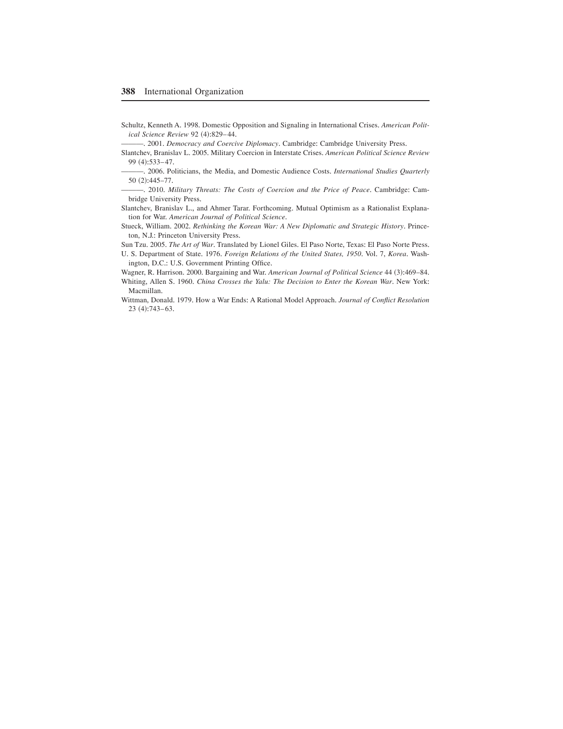Schultz, Kenneth A. 1998. Domestic Opposition and Signaling in International Crises. *American Political Science Review* 92 (4):829–44.

———. 2001. *Democracy and Coercive Diplomacy*. Cambridge: Cambridge University Press.

Slantchev, Branislav L. 2005. Military Coercion in Interstate Crises. *American Political Science Review* 99 (4):533–47.

———. 2006. Politicians, the Media, and Domestic Audience Costs. *International Studies Quarterly* 50 (2):445–77.

———. 2010. *Military Threats: The Costs of Coercion and the Price of Peace*. Cambridge: Cambridge University Press.

Slantchev, Branislav L., and Ahmer Tarar. Forthcoming. Mutual Optimism as a Rationalist Explanation for War. *American Journal of Political Science*.

Stueck, William. 2002. *Rethinking the Korean War: A New Diplomatic and Strategic History*. Princeton, N.J.: Princeton University Press.

Sun Tzu. 2005. *The Art of War*. Translated by Lionel Giles. El Paso Norte, Texas: El Paso Norte Press.

U. S. Department of State. 1976. *Foreign Relations of the United States, 1950*. Vol. 7, *Korea*. Washington, D.C.: U.S. Government Printing Office.

Wagner, R. Harrison. 2000. Bargaining and War. *American Journal of Political Science* 44 (3):469–84.

Whiting, Allen S. 1960. *China Crosses the Yalu: The Decision to Enter the Korean War*. New York: Macmillan.

Wittman, Donald. 1979. How a War Ends: A Rational Model Approach. *Journal of Conflict Resolution* 23 (4):743–63.